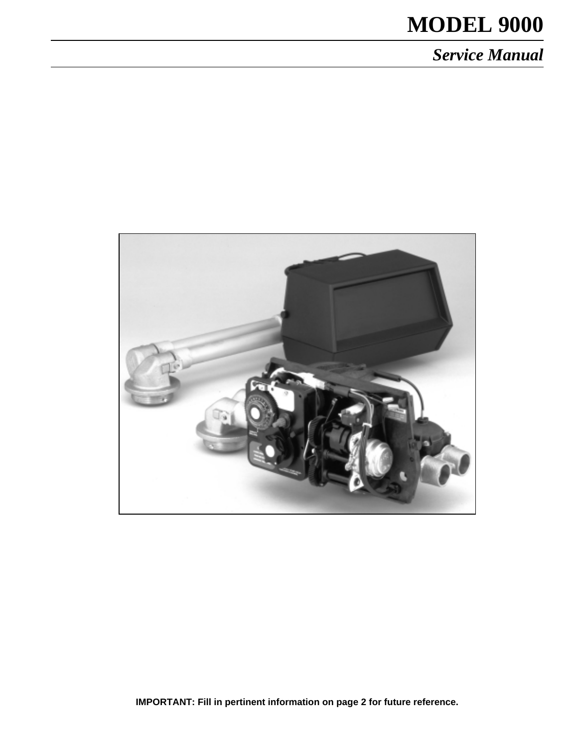# MODEL 9000

## *Service Manual*

**IMPORTANT: Fill in pertinent information on page 2 for future reference.**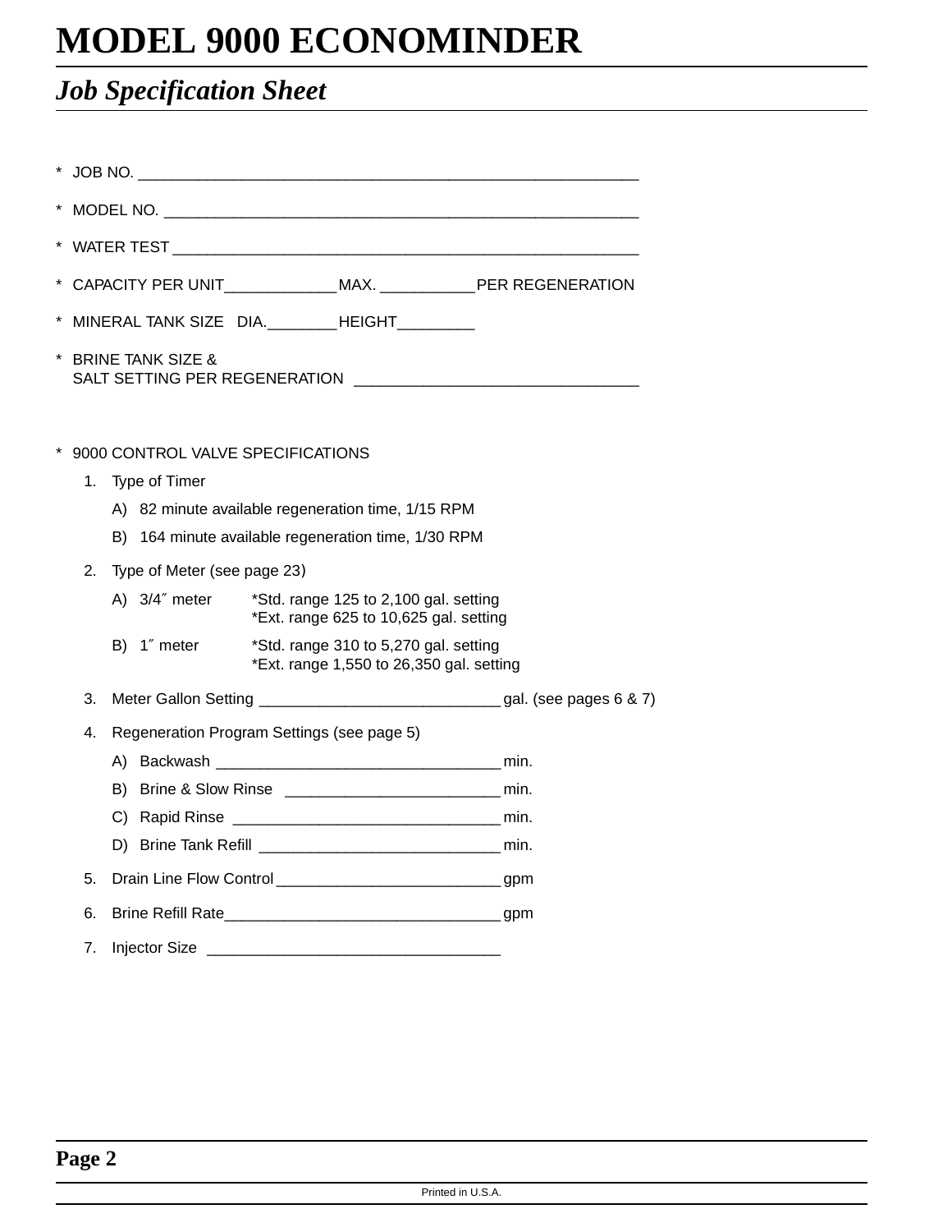# MODEL 9000 ECONOMINDER

## *Job Specification Sheet*

\* JOB NO. ____________________________________________________________

\* MODEL NO. _________________________________________________________

\* WATER TEST _______________________________________________________

\* CAPACITY PER UNIT_____________MAX. ___________PER REGENERATION

\* MINERAL TANK SIZE DIA.________HEIGHT_________

\* BRINE TANK SIZE &
SALT SETTING PER REGENERATION _________________________________

\* 9000 CONTROL VALVE SPECIFICATIONS

1. Type of Timer
   - A) 82 minute available regeneration time, 1/15 RPM
   - B) 164 minute available regeneration time, 1/30 RPM
2. Type of Meter (see page 23)
   - A) 3/4″ meter — *Std. range 125 to 2,100 gal. setting; *Ext. range 625 to 10,625 gal. setting
   - B) 1″ meter — *Std. range 310 to 5,270 gal. setting; *Ext. range 1,550 to 26,350 gal. setting
3. Meter Gallon Setting ____________________________ gal. (see pages 6 & 7)
4. Regeneration Program Settings (see page 5)
   - A) Backwash _________________________________ min.
   - B) Brine & Slow Rinse _________________________ min.
   - C) Rapid Rinse _______________________________ min.
   - D) Brine Tank Refill ____________________________ min.
5. Drain Line Flow Control__________________________ gpm
6. Brine Refill Rate________________________________ gpm
7. Injector Size __________________________________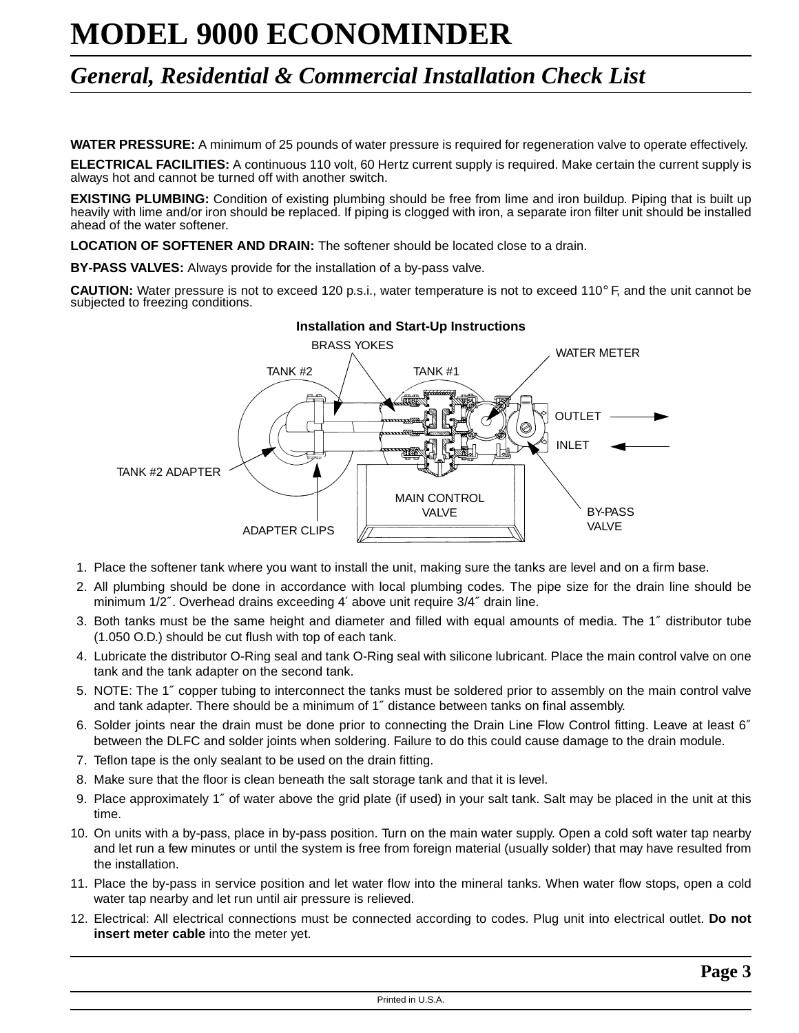# MODEL 9000 ECONOMINDER

## *General, Residential & Commercial Installation Check List*

**WATER PRESSURE:** A minimum of 25 pounds of water pressure is required for regeneration valve to operate effectively.

**ELECTRICAL FACILITIES:** A continuous 110 volt, 60 Hertz current supply is required. Make certain the current supply is always hot and cannot be turned off with another switch.

**EXISTING PLUMBING:** Condition of existing plumbing should be free from lime and iron buildup. Piping that is built up heavily with lime and/or iron should be replaced. If piping is clogged with iron, a separate iron filter unit should be installed ahead of the water softener.

**LOCATION OF SOFTENER AND DRAIN:** The softener should be located close to a drain.

**BY-PASS VALVES:** Always provide for the installation of a by-pass valve.

**CAUTION:** Water pressure is not to exceed 120 p.s.i., water temperature is not to exceed 110° F, and the unit cannot be subjected to freezing conditions.

### Installation and Start-Up Instructions

BRASS YOKES
WATER METER
TANK #2
TANK #1
OUTLET
INLET
TANK #2 ADAPTER
MAIN CONTROL VALVE
BY-PASS VALVE
ADAPTER CLIPS

1. Place the softener tank where you want to install the unit, making sure the tanks are level and on a firm base.
2. All plumbing should be done in accordance with local plumbing codes. The pipe size for the drain line should be minimum 1/2″. Overhead drains exceeding 4′ above unit require 3/4″ drain line.
3. Both tanks must be the same height and diameter and filled with equal amounts of media. The 1″ distributor tube (1.050 O.D.) should be cut flush with top of each tank.
4. Lubricate the distributor O-Ring seal and tank O-Ring seal with silicone lubricant. Place the main control valve on one tank and the tank adapter on the second tank.
5. NOTE: The 1″ copper tubing to interconnect the tanks must be soldered prior to assembly on the main control valve and tank adapter. There should be a minimum of 1″ distance between tanks on final assembly.
6. Solder joints near the drain must be done prior to connecting the Drain Line Flow Control fitting. Leave at least 6″ between the DLFC and solder joints when soldering. Failure to do this could cause damage to the drain module.
7. Teflon tape is the only sealant to be used on the drain fitting.
8. Make sure that the floor is clean beneath the salt storage tank and that it is level.
9. Place approximately 1″ of water above the grid plate (if used) in your salt tank. Salt may be placed in the unit at this time.
10. On units with a by-pass, place in by-pass position. Turn on the main water supply. Open a cold soft water tap nearby and let run a few minutes or until the system is free from foreign material (usually solder) that may have resulted from the installation.
11. Place the by-pass in service position and let water flow into the mineral tanks. When water flow stops, open a cold water tap nearby and let run until air pressure is relieved.
12. Electrical: All electrical connections must be connected according to codes. Plug unit into electrical outlet. **Do not insert meter cable** into the meter yet.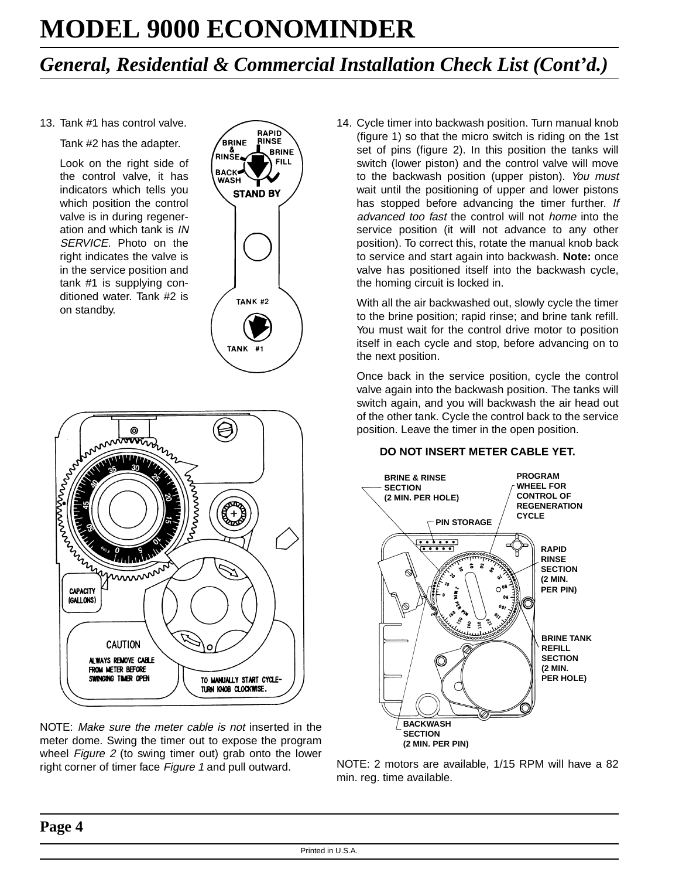# MODEL 9000 ECONOMINDER

## *General, Residential & Commercial Installation Check List (Cont'd.)*

13. Tank #1 has control valve.

    Tank #2 has the adapter.

    Look on the right side of the control valve, it has indicators which tells you which position the control valve is in during regeneration and which tank is *IN SERVICE*. Photo on the right indicates the valve is in the service position and tank #1 is supplying conditioned water. Tank #2 is on standby.

RAPID RINSE
BRINE & RINSE
BRINE FILL
BACK WASH
STAND BY
TANK #2
TANK #1

CAPACITY (GALLONS)

CAUTION
ALWAYS REMOVE CABLE FROM METER BEFORE SWINGING TIMER OPEN

TO MANUALLY START CYCLE-TURN KNOB CLOCKWISE.

NOTE: *Make sure the meter cable is not* inserted in the meter dome. Swing the timer out to expose the program wheel *Figure 2* (to swing timer out) grab onto the lower right corner of timer face *Figure 1* and pull outward.

14. Cycle timer into backwash position. Turn manual knob (figure 1) so that the micro switch is riding on the 1st set of pins (figure 2). In this position the tanks will switch (lower piston) and the control valve will move to the backwash position (upper piston). *You must* wait until the positioning of upper and lower pistons has stopped before advancing the timer further. *If advanced too fast* the control will not *home* into the service position (it will not advance to any other position). To correct this, rotate the manual knob back to service and start again into backwash. **Note:** once valve has positioned itself into the backwash cycle, the homing circuit is locked in.

    With all the air backwashed out, slowly cycle the timer to the brine position; rapid rinse; and brine tank refill. You must wait for the control drive motor to position itself in each cycle and stop, before advancing on to the next position.

    Once back in the service position, cycle the control valve again into the backwash position. The tanks will switch again, and you will backwash the air head out of the other tank. Cycle the control back to the service position. Leave the timer in the open position.

**DO NOT INSERT METER CABLE YET.**

BRINE & RINSE SECTION (2 MIN. PER HOLE)
PROGRAM WHEEL FOR CONTROL OF REGENERATION CYCLE
PIN STORAGE
RAPID RINSE SECTION (2 MIN. PER PIN)
BRINE TANK REFILL SECTION (2 MIN. PER HOLE)
BACKWASH SECTION (2 MIN. PER PIN)

NOTE: 2 motors are available, 1/15 RPM will have a 82 min. reg. time available.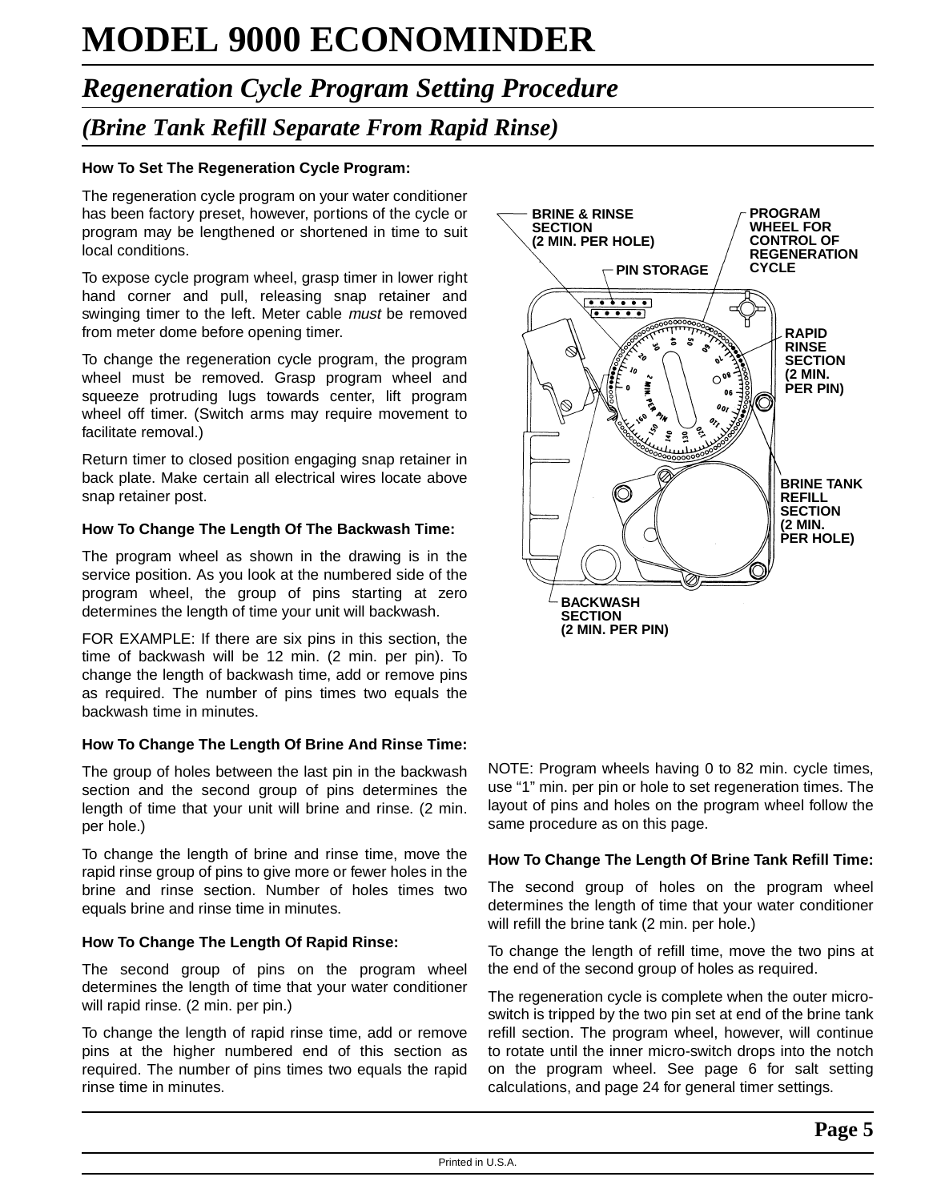# MODEL 9000 ECONOMINDER

## *Regeneration Cycle Program Setting Procedure*

## *(Brine Tank Refill Separate From Rapid Rinse)*

### How To Set The Regeneration Cycle Program:

The regeneration cycle program on your water conditioner has been factory preset, however, portions of the cycle or program may be lengthened or shortened in time to suit local conditions.

To expose cycle program wheel, grasp timer in lower right hand corner and pull, releasing snap retainer and swinging timer to the left. Meter cable *must* be removed from meter dome before opening timer.

To change the regeneration cycle program, the program wheel must be removed. Grasp program wheel and squeeze protruding lugs towards center, lift program wheel off timer. (Switch arms may require movement to facilitate removal.)

Return timer to closed position engaging snap retainer in back plate. Make certain all electrical wires locate above snap retainer post.

### How To Change The Length Of The Backwash Time:

The program wheel as shown in the drawing is in the service position. As you look at the numbered side of the program wheel, the group of pins starting at zero determines the length of time your unit will backwash.

FOR EXAMPLE: If there are six pins in this section, the time of backwash will be 12 min. (2 min. per pin). To change the length of backwash time, add or remove pins as required. The number of pins times two equals the backwash time in minutes.

### How To Change The Length Of Brine And Rinse Time:

The group of holes between the last pin in the backwash section and the second group of pins determines the length of time that your unit will brine and rinse. (2 min. per hole.)

To change the length of brine and rinse time, move the rapid rinse group of pins to give more or fewer holes in the brine and rinse section. Number of holes times two equals brine and rinse time in minutes.

### How To Change The Length Of Rapid Rinse:

The second group of pins on the program wheel determines the length of time that your water conditioner will rapid rinse. (2 min. per pin.)

To change the length of rapid rinse time, add or remove pins at the higher numbered end of this section as required. The number of pins times two equals the rapid rinse time in minutes.

BRINE & RINSE SECTION (2 MIN. PER HOLE)

PROGRAM WHEEL FOR CONTROL OF REGENERATION CYCLE

PIN STORAGE

RAPID RINSE SECTION (2 MIN. PER PIN)

BRINE TANK REFILL SECTION (2 MIN. PER HOLE)

BACKWASH SECTION (2 MIN. PER PIN)

NOTE: Program wheels having 0 to 82 min. cycle times, use "1" min. per pin or hole to set regeneration times. The layout of pins and holes on the program wheel follow the same procedure as on this page.

### How To Change The Length Of Brine Tank Refill Time:

The second group of holes on the program wheel determines the length of time that your water conditioner will refill the brine tank (2 min. per hole.)

To change the length of refill time, move the two pins at the end of the second group of holes as required.

The regeneration cycle is complete when the outer micro-switch is tripped by the two pin set at end of the brine tank refill section. The program wheel, however, will continue to rotate until the inner micro-switch drops into the notch on the program wheel. See page 6 for salt setting calculations, and page 24 for general timer settings.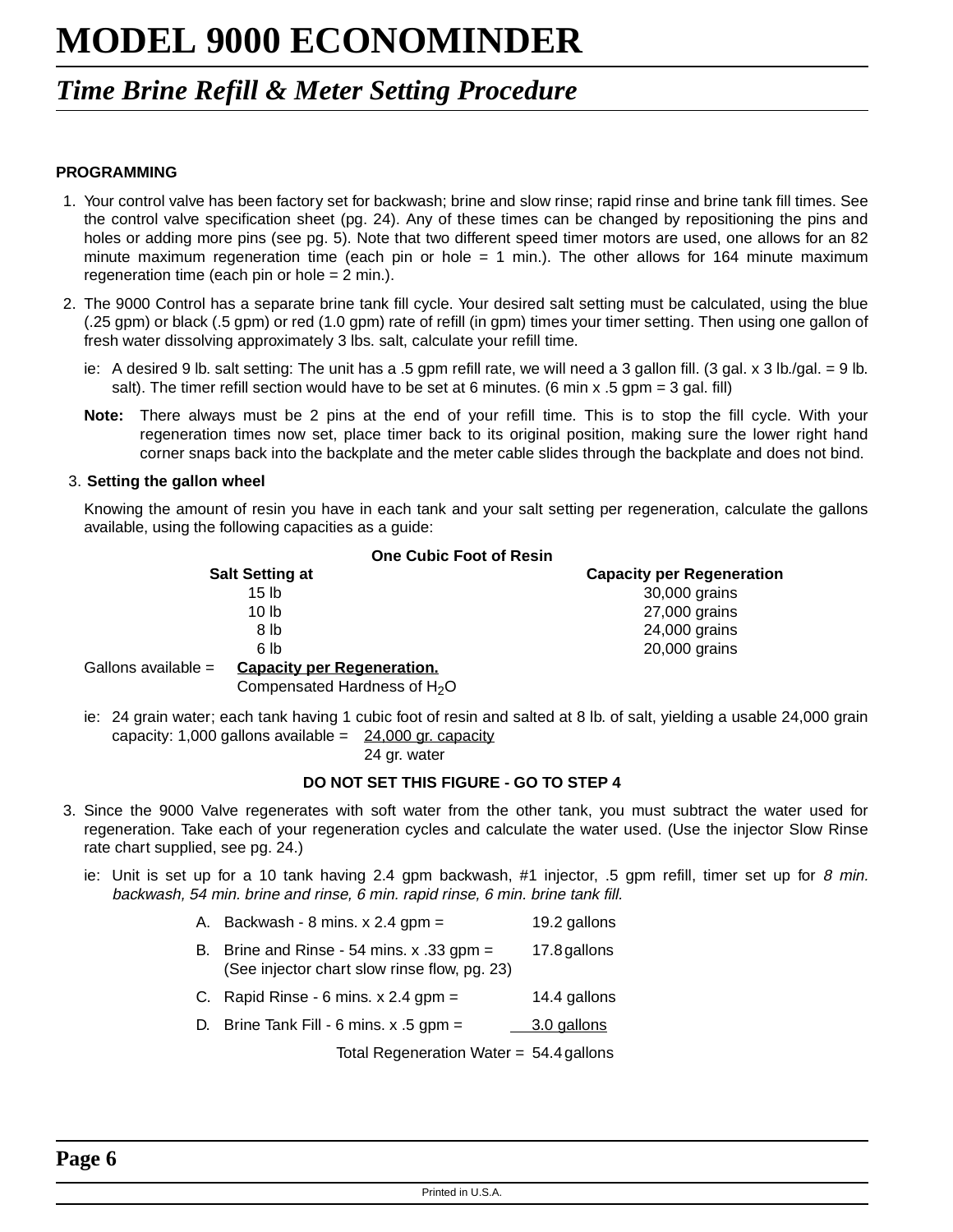# MODEL 9000 ECONOMINDER

## *Time Brine Refill & Meter Setting Procedure*

**PROGRAMMING**

1. Your control valve has been factory set for backwash; brine and slow rinse; rapid rinse and brine tank fill times. See the control valve specification sheet (pg. 24). Any of these times can be changed by repositioning the pins and holes or adding more pins (see pg. 5). Note that two different speed timer motors are used, one allows for an 82 minute maximum regeneration time (each pin or hole = 1 min.). The other allows for 164 minute maximum regeneration time (each pin or hole = 2 min.).

2. The 9000 Control has a separate brine tank fill cycle. Your desired salt setting must be calculated, using the blue (.25 gpm) or black (.5 gpm) or red (1.0 gpm) rate of refill (in gpm) times your timer setting. Then using one gallon of fresh water dissolving approximately 3 lbs. salt, calculate your refill time.

   ie: A desired 9 lb. salt setting: The unit has a .5 gpm refill rate, we will need a 3 gallon fill. (3 gal. x 3 lb./gal. = 9 lb. salt). The timer refill section would have to be set at 6 minutes. (6 min x .5 gpm = 3 gal. fill)

   **Note:** There always must be 2 pins at the end of your refill time. This is to stop the fill cycle. With your regeneration times now set, place timer back to its original position, making sure the lower right hand corner snaps back into the backplate and the meter cable slides through the backplate and does not bind.

3. **Setting the gallon wheel**

   Knowing the amount of resin you have in each tank and your salt setting per regeneration, calculate the gallons available, using the following capacities as a guide:

**One Cubic Foot of Resin**

| Salt Setting at | Capacity per Regeneration |
|---|---|
| 15 lb | 30,000 grains |
| 10 lb | 27,000 grains |
| 8 lb | 24,000 grains |
| 6 lb | 20,000 grains |

$$\text{Gallons available} = \frac{\text{Capacity per Regeneration.}}{\text{Compensated Hardness of } H_2O}$$

ie: 24 grain water; each tank having 1 cubic foot of resin and salted at 8 lb. of salt, yielding a usable 24,000 grain capacity: 

$$1{,}000 \text{ gallons available} = \frac{24{,}000 \text{ gr. capacity}}{24 \text{ gr. water}}$$

**DO NOT SET THIS FIGURE - GO TO STEP 4**

3. Since the 9000 Valve regenerates with soft water from the other tank, you must subtract the water used for regeneration. Take each of your regeneration cycles and calculate the water used. (Use the injector Slow Rinse rate chart supplied, see pg. 24.)

   ie: Unit is set up for a 10 tank having 2.4 gpm backwash, #1 injector, .5 gpm refill, timer set up for *8 min. backwash, 54 min. brine and rinse, 6 min. rapid rinse, 6 min. brine tank fill.*

   A. Backwash - 8 mins. x 2.4 gpm = 19.2 gallons

   B. Brine and Rinse - 54 mins. x .33 gpm = 17.8 gallons
      (See injector chart slow rinse flow, pg. 23)

   C. Rapid Rinse - 6 mins. x 2.4 gpm = 14.4 gallons

   D. Brine Tank Fill - 6 mins. x .5 gpm = 3.0 gallons

   Total Regeneration Water = 54.4 gallons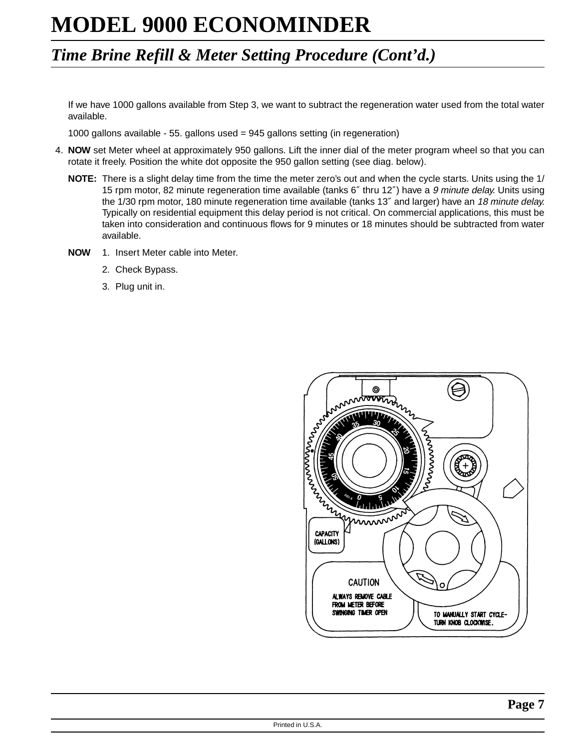# MODEL 9000 ECONOMINDER

## *Time Brine Refill & Meter Setting Procedure (Cont'd.)*

If we have 1000 gallons available from Step 3, we want to subtract the regeneration water used from the total water available.

1000 gallons available - 55. gallons used = 945 gallons setting (in regeneration)

4. **NOW** set Meter wheel at approximately 950 gallons. Lift the inner dial of the meter program wheel so that you can rotate it freely. Position the white dot opposite the 950 gallon setting (see diag. below).

**NOTE:** There is a slight delay time from the time the meter zero's out and when the cycle starts. Units using the 1/15 rpm motor, 82 minute regeneration time available (tanks 6″ thru 12″) have a *9 minute delay.* Units using the 1/30 rpm motor, 180 minute regeneration time available (tanks 13″ and larger) have an *18 minute delay.* Typically on residential equipment this delay period is not critical. On commercial applications, this must be taken into consideration and continuous flows for 9 minutes or 18 minutes should be subtracted from water available.

**NOW**
1. Insert Meter cable into Meter.
2. Check Bypass.
3. Plug unit in.

CAPACITY (GALLONS)

CAUTION
ALWAYS REMOVE CABLE FROM METER BEFORE SWINGING TIMER OPEN

TO MANUALLY START CYCLE- TURN KNOB CLOCKWISE.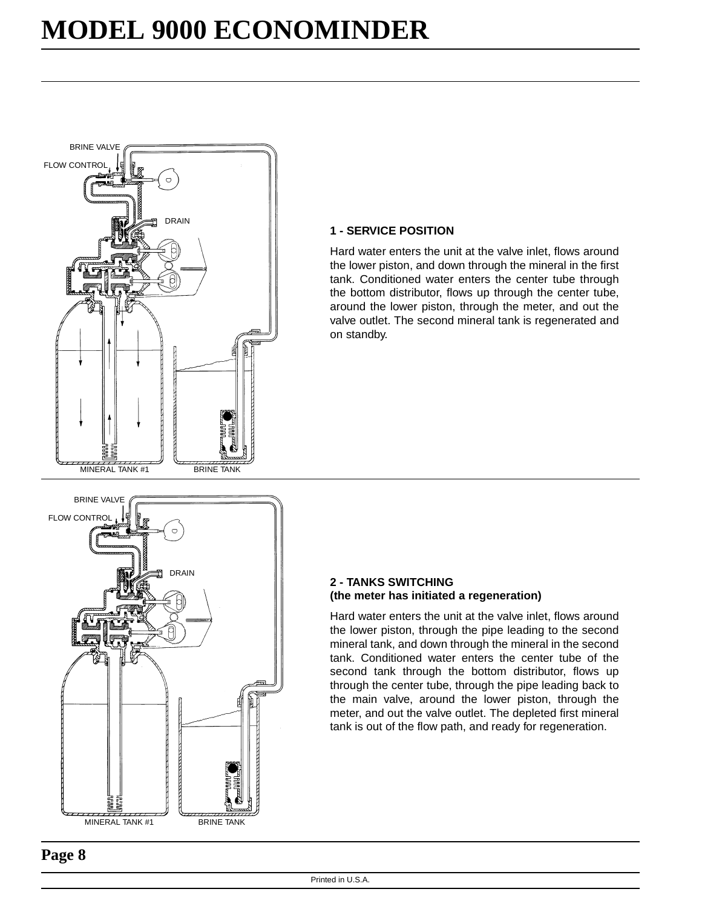# MODEL 9000 ECONOMINDER

BRINE VALVE

FLOW CONTROL

DRAIN

MINERAL TANK #1

BRINE TANK

**1 - SERVICE POSITION**

Hard water enters the unit at the valve inlet, flows around the lower piston, and down through the mineral in the first tank. Conditioned water enters the center tube through the bottom distributor, flows up through the center tube, around the lower piston, through the meter, and out the valve outlet. The second mineral tank is regenerated and on standby.

BRINE VALVE

FLOW CONTROL

DRAIN

MINERAL TANK #1

BRINE TANK

**2 - TANKS SWITCHING**
**(the meter has initiated a regeneration)**

Hard water enters the unit at the valve inlet, flows around the lower piston, through the pipe leading to the second mineral tank, and down through the mineral in the second tank. Conditioned water enters the center tube of the second tank through the bottom distributor, flows up through the center tube, through the pipe leading back to the main valve, around the lower piston, through the meter, and out the valve outlet. The depleted first mineral tank is out of the flow path, and ready for regeneration.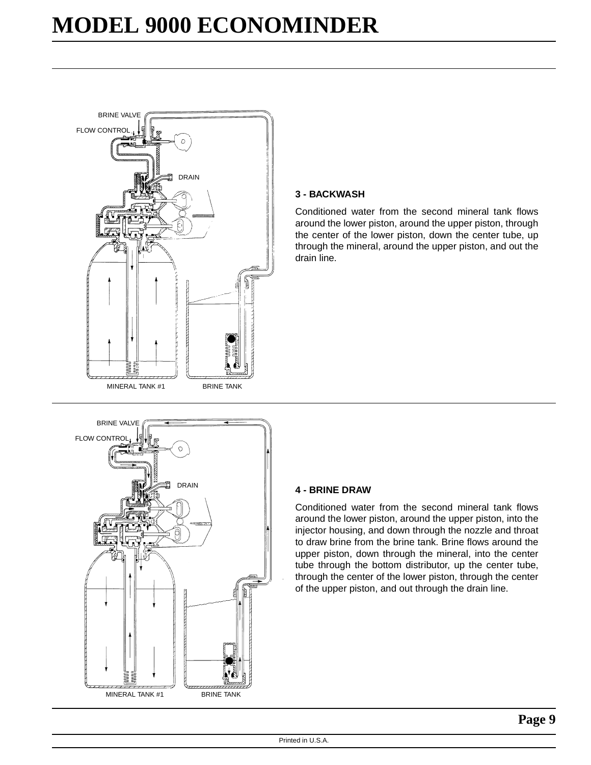# MODEL 9000 ECONOMINDER

BRINE VALVE

FLOW CONTROL

DRAIN

MINERAL TANK #1

BRINE TANK

### 3 - BACKWASH

Conditioned water from the second mineral tank flows around the lower piston, around the upper piston, through the center of the lower piston, down the center tube, up through the mineral, around the upper piston, and out the drain line.

BRINE VALVE

FLOW CONTROL

DRAIN

MINERAL TANK #1

BRINE TANK

### 4 - BRINE DRAW

Conditioned water from the second mineral tank flows around the lower piston, around the upper piston, into the injector housing, and down through the nozzle and throat to draw brine from the brine tank. Brine flows around the upper piston, down through the mineral, into the center tube through the bottom distributor, up the center tube, through the center of the lower piston, through the center of the upper piston, and out through the drain line.

Printed in U.S.A.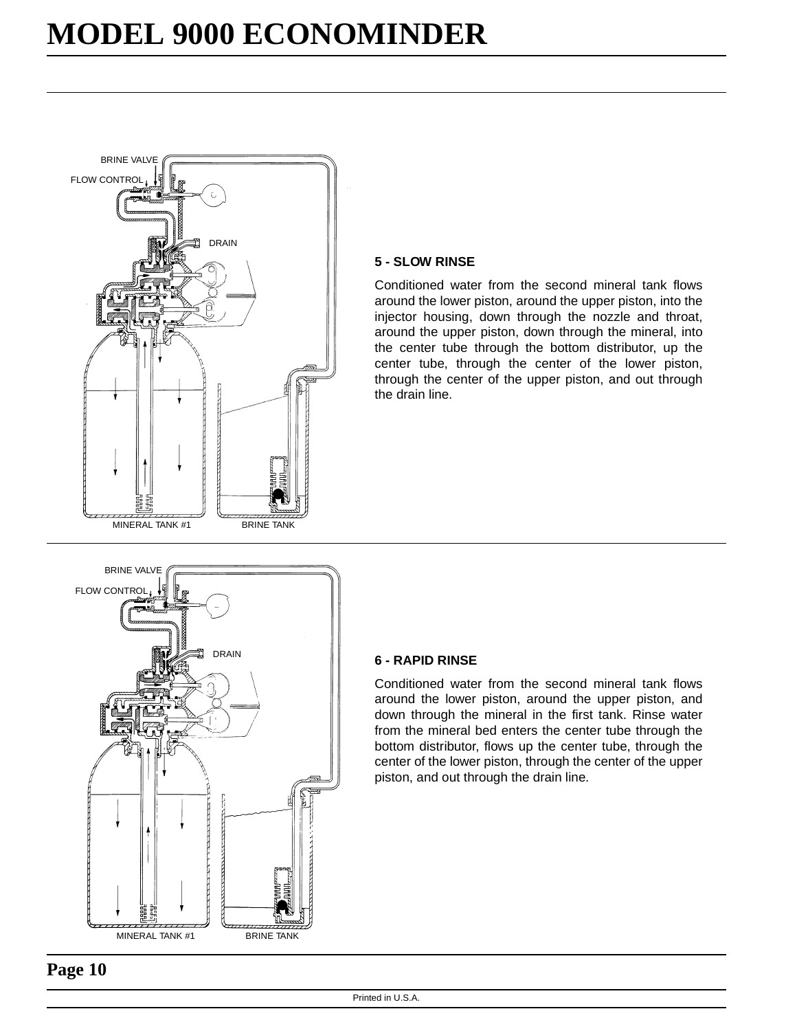BRINE VALVE

FLOW CONTROL

DRAIN

MINERAL TANK #1

BRINE TANK

### 5 - SLOW RINSE

Conditioned water from the second mineral tank flows around the lower piston, around the upper piston, into the injector housing, down through the nozzle and throat, around the upper piston, down through the mineral, into the center tube through the bottom distributor, up the center tube, through the center of the lower piston, through the center of the upper piston, and out through the drain line.

BRINE VALVE

FLOW CONTROL

DRAIN

MINERAL TANK #1

BRINE TANK

### 6 - RAPID RINSE

Conditioned water from the second mineral tank flows around the lower piston, around the upper piston, and down through the mineral in the first tank. Rinse water from the mineral bed enters the center tube through the bottom distributor, flows up the center tube, through the center of the lower piston, through the center of the upper piston, and out through the drain line.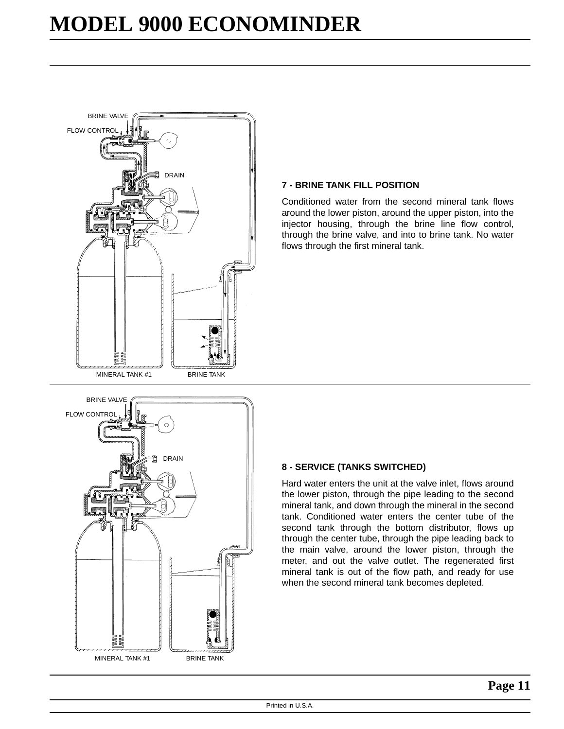### 7 - BRINE TANK FILL POSITION

Conditioned water from the second mineral tank flows around the lower piston, around the upper piston, into the injector housing, through the brine line flow control, through the brine valve, and into to brine tank. No water flows through the first mineral tank.

### 8 - SERVICE (TANKS SWITCHED)

Hard water enters the unit at the valve inlet, flows around the lower piston, through the pipe leading to the second mineral tank, and down through the mineral in the second tank. Conditioned water enters the center tube of the second tank through the bottom distributor, flows up through the center tube, through the pipe leading back to the main valve, around the lower piston, through the meter, and out the valve outlet. The regenerated first mineral tank is out of the flow path, and ready for use when the second mineral tank becomes depleted.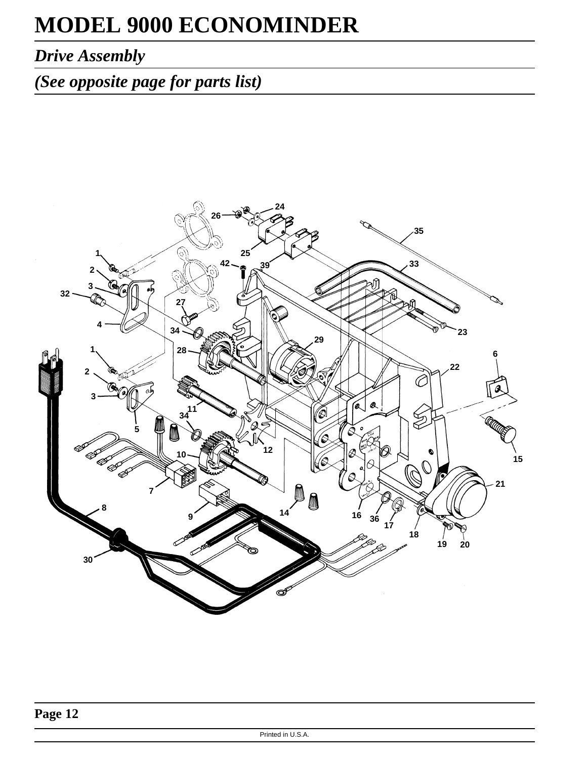# MODEL 9000 ECONOMINDER

## *Drive Assembly*

## *(See opposite page for parts list)*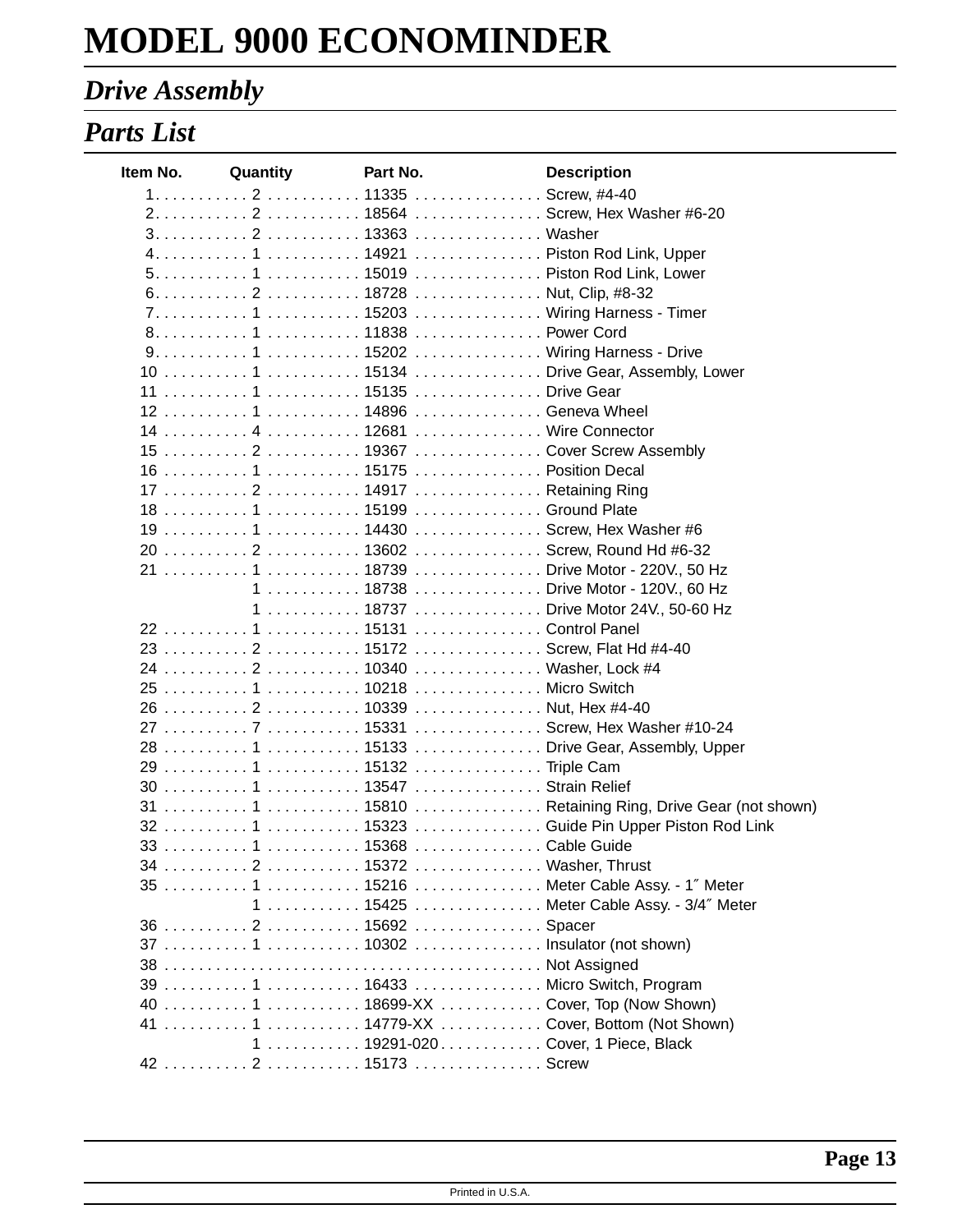# MODEL 9000 ECONOMINDER

## Drive Assembly

## Parts List

| Item No. | Quantity | Part No. | Description |
|---|---|---|---|
| 1 | 2 | 11335 | Screw, #4-40 |
| 2 | 2 | 18564 | Screw, Hex Washer #6-20 |
| 3 | 2 | 13363 | Washer |
| 4 | 1 | 14921 | Piston Rod Link, Upper |
| 5 | 1 | 15019 | Piston Rod Link, Lower |
| 6 | 2 | 18728 | Nut, Clip, #8-32 |
| 7 | 1 | 15203 | Wiring Harness - Timer |
| 8 | 1 | 11838 | Power Cord |
| 9 | 1 | 15202 | Wiring Harness - Drive |
| 10 | 1 | 15134 | Drive Gear, Assembly, Lower |
| 11 | 1 | 15135 | Drive Gear |
| 12 | 1 | 14896 | Geneva Wheel |
| 14 | 4 | 12681 | Wire Connector |
| 15 | 2 | 19367 | Cover Screw Assembly |
| 16 | 1 | 15175 | Position Decal |
| 17 | 2 | 14917 | Retaining Ring |
| 18 | 1 | 15199 | Ground Plate |
| 19 | 1 | 14430 | Screw, Hex Washer #6 |
| 20 | 2 | 13602 | Screw, Round Hd #6-32 |
| 21 | 1 | 18739 | Drive Motor - 220V., 50 Hz |
| | 1 | 18738 | Drive Motor - 120V., 60 Hz |
| | 1 | 18737 | Drive Motor 24V., 50-60 Hz |
| 22 | 1 | 15131 | Control Panel |
| 23 | 2 | 15172 | Screw, Flat Hd #4-40 |
| 24 | 2 | 10340 | Washer, Lock #4 |
| 25 | 1 | 10218 | Micro Switch |
| 26 | 2 | 10339 | Nut, Hex #4-40 |
| 27 | 7 | 15331 | Screw, Hex Washer #10-24 |
| 28 | 1 | 15133 | Drive Gear, Assembly, Upper |
| 29 | 1 | 15132 | Triple Cam |
| 30 | 1 | 13547 | Strain Relief |
| 31 | 1 | 15810 | Retaining Ring, Drive Gear (not shown) |
| 32 | 1 | 15323 | Guide Pin Upper Piston Rod Link |
| 33 | 1 | 15368 | Cable Guide |
| 34 | 2 | 15372 | Washer, Thrust |
| 35 | 1 | 15216 | Meter Cable Assy. - 1″ Meter |
| | 1 | 15425 | Meter Cable Assy. - 3/4″ Meter |
| 36 | 2 | 15692 | Spacer |
| 37 | 1 | 10302 | Insulator (not shown) |
| 38 | | | Not Assigned |
| 39 | 1 | 16433 | Micro Switch, Program |
| 40 | 1 | 18699-XX | Cover, Top (Now Shown) |
| 41 | 1 | 14779-XX | Cover, Bottom (Not Shown) |
| | 1 | 19291-020 | Cover, 1 Piece, Black |
| 42 | 2 | 15173 | Screw |

Printed in U.S.A.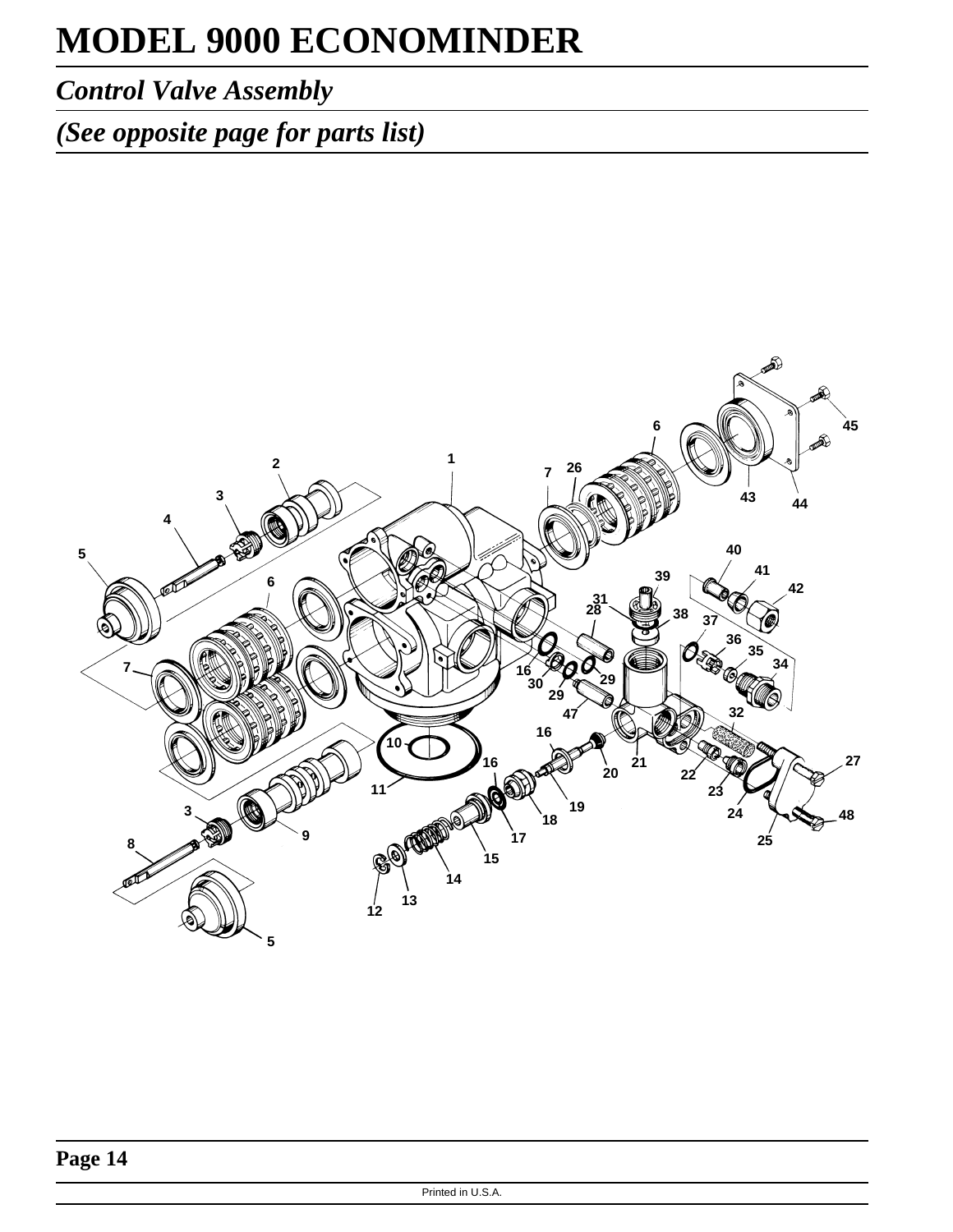# MODEL 9000 ECONOMINDER

## *Control Valve Assembly*

## *(See opposite page for parts list)*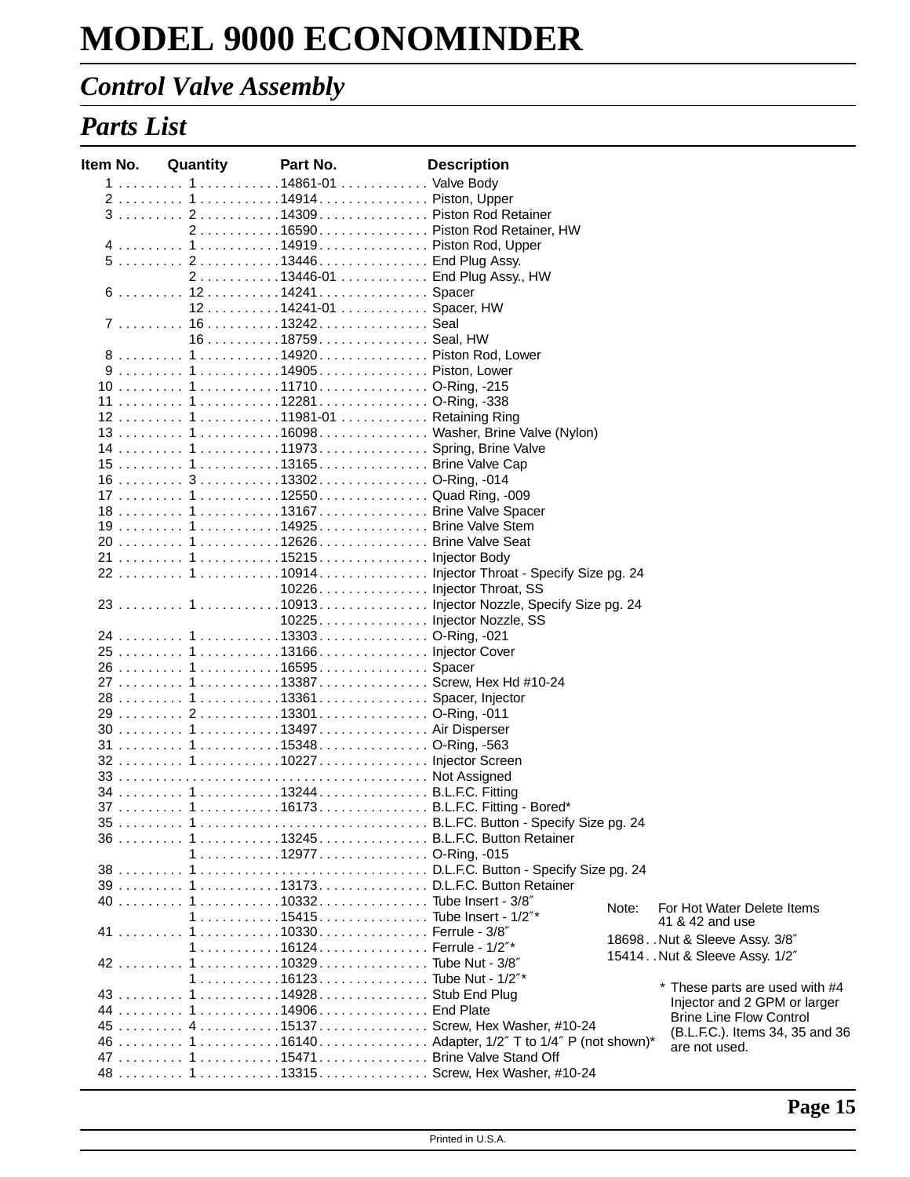# MODEL 9000 ECONOMINDER

## Control Valve Assembly

## Parts List

| Item No. | Quantity | Part No. | Description |
|---|---|---|---|
| 1 | 1 | 14861-01 | Valve Body |
| 2 | 1 | 14914 | Piston, Upper |
| 3 | 2 | 14309 | Piston Rod Retainer |
| | 2 | 16590 | Piston Rod Retainer, HW |
| 4 | 1 | 14919 | Piston Rod, Upper |
| 5 | 2 | 13446 | End Plug Assy. |
| | 2 | 13446-01 | End Plug Assy., HW |
| 6 | 12 | 14241 | Spacer |
| | 12 | 14241-01 | Spacer, HW |
| 7 | 16 | 13242 | Seal |
| | 16 | 18759 | Seal, HW |
| 8 | 1 | 14920 | Piston Rod, Lower |
| 9 | 1 | 14905 | Piston, Lower |
| 10 | 1 | 11710 | O-Ring, -215 |
| 11 | 1 | 12281 | O-Ring, -338 |
| 12 | 1 | 11981-01 | Retaining Ring |
| 13 | 1 | 16098 | Washer, Brine Valve (Nylon) |
| 14 | 1 | 11973 | Spring, Brine Valve |
| 15 | 1 | 13165 | Brine Valve Cap |
| 16 | 3 | 13302 | O-Ring, -014 |
| 17 | 1 | 12550 | Quad Ring, -009 |
| 18 | 1 | 13167 | Brine Valve Spacer |
| 19 | 1 | 14925 | Brine Valve Stem |
| 20 | 1 | 12626 | Brine Valve Seat |
| 21 | 1 | 15215 | Injector Body |
| 22 | 1 | 10914 | Injector Throat - Specify Size pg. 24 |
| | | 10226 | Injector Throat, SS |
| 23 | 1 | 10913 | Injector Nozzle, Specify Size pg. 24 |
| | | 10225 | Injector Nozzle, SS |
| 24 | 1 | 13303 | O-Ring, -021 |
| 25 | 1 | 13166 | Injector Cover |
| 26 | 1 | 16595 | Spacer |
| 27 | 1 | 13387 | Screw, Hex Hd #10-24 |
| 28 | 1 | 13361 | Spacer, Injector |
| 29 | 2 | 13301 | O-Ring, -011 |
| 30 | 1 | 13497 | Air Disperser |
| 31 | 1 | 15348 | O-Ring, -563 |
| 32 | 1 | 10227 | Injector Screen |
| 33 | | | Not Assigned |
| 34 | 1 | 13244 | B.L.F.C. Fitting |
| 37 | 1 | 16173 | B.L.F.C. Fitting - Bored* |
| 35 | 1 | | B.L.FC. Button - Specify Size pg. 24 |
| 36 | 1 | 13245 | B.L.F.C. Button Retainer |
| | 1 | 12977 | O-Ring, -015 |
| 38 | 1 | | D.L.F.C. Button - Specify Size pg. 24 |
| 39 | 1 | 13173 | D.L.F.C. Button Retainer |
| 40 | 1 | 10332 | Tube Insert - 3/8″ |
| | 1 | 15415 | Tube Insert - 1/2″* |
| 41 | 1 | 10330 | Ferrule - 3/8″ |
| | 1 | 16124 | Ferrule - 1/2″* |
| 42 | 1 | 10329 | Tube Nut - 3/8″ |
| | 1 | 16123 | Tube Nut - 1/2″* |
| 43 | 1 | 14928 | Stub End Plug |
| 44 | 1 | 14906 | End Plate |
| 45 | 4 | 15137 | Screw, Hex Washer, #10-24 |
| 46 | 1 | 16140 | Adapter, 1/2″ T to 1/4″ P (not shown)* |
| 47 | 1 | 15471 | Brine Valve Stand Off |
| 48 | 1 | 13315 | Screw, Hex Washer, #10-24 |

Note: For Hot Water Delete Items 41 & 42 and use

18698 . . Nut & Sleeve Assy. 3/8″

15414 . . Nut & Sleeve Assy. 1/2″

* These parts are used with #4 Injector and 2 GPM or larger Brine Line Flow Control (B.L.F.C.). Items 34, 35 and 36 are not used.

Printed in U.S.A.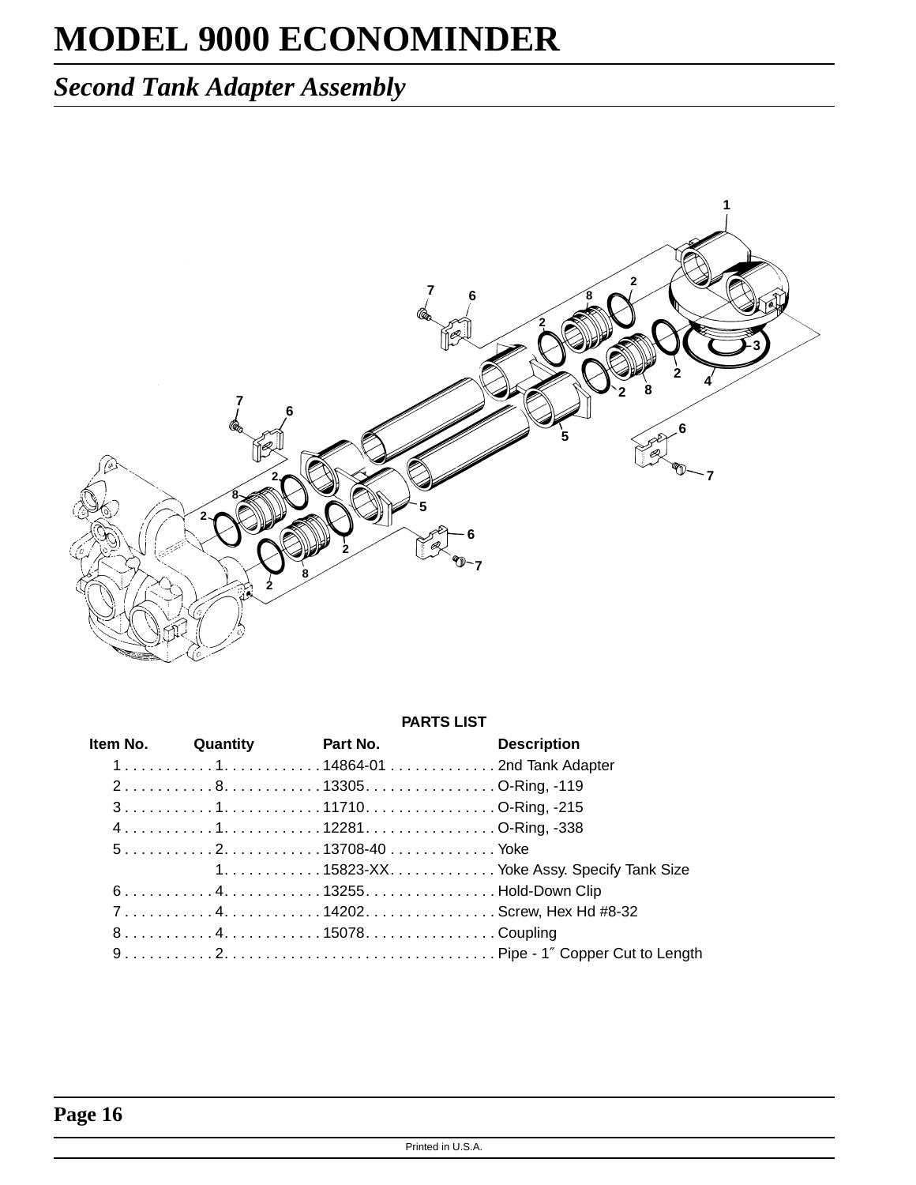# MODEL 9000 ECONOMINDER

## *Second Tank Adapter Assembly*

**PARTS LIST**

| Item No. | Quantity | Part No. | Description |
|---|---|---|---|
| 1 | 1 | 14864-01 | 2nd Tank Adapter |
| 2 | 8 | 13305 | O-Ring, -119 |
| 3 | 1 | 11710 | O-Ring, -215 |
| 4 | 1 | 12281 | O-Ring, -338 |
| 5 | 2 | 13708-40 | Yoke |
| | 1 | 15823-XX | Yoke Assy. Specify Tank Size |
| 6 | 4 | 13255 | Hold-Down Clip |
| 7 | 4 | 14202 | Screw, Hex Hd #8-32 |
| 8 | 4 | 15078 | Coupling |
| 9 | 2 | | Pipe - 1″ Copper Cut to Length |

Printed in U.S.A.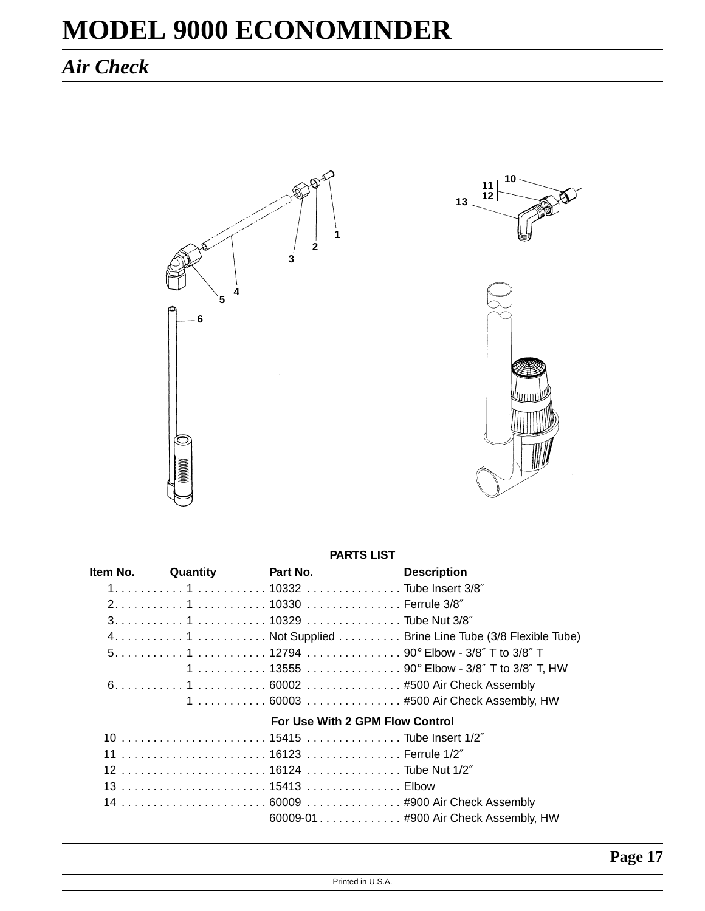# MODEL 9000 ECONOMINDER

## *Air Check*

10
11
12
13
1
2
3
4
5
6

**PARTS LIST**

| Item No. | Quantity | Part No. | Description |
|---|---|---|---|
| 1 | 1 | 10332 | Tube Insert 3/8″ |
| 2 | 1 | 10330 | Ferrule 3/8″ |
| 3 | 1 | 10329 | Tube Nut 3/8″ |
| 4 | 1 | Not Supplied | Brine Line Tube (3/8 Flexible Tube) |
| 5 | 1 | 12794 | 90° Elbow - 3/8″ T to 3/8″ T |
| | 1 | 13555 | 90° Elbow - 3/8″ T to 3/8″ T, HW |
| 6 | 1 | 60002 | #500 Air Check Assembly |
| | 1 | 60003 | #500 Air Check Assembly, HW |
| | | **For Use With 2 GPM Flow Control** | |
| 10 | | 15415 | Tube Insert 1/2″ |
| 11 | | 16123 | Ferrule 1/2″ |
| 12 | | 16124 | Tube Nut 1/2″ |
| 13 | | 15413 | Elbow |
| 14 | | 60009 | #900 Air Check Assembly |
| | | 60009-01 | #900 Air Check Assembly, HW |

Printed in U.S.A.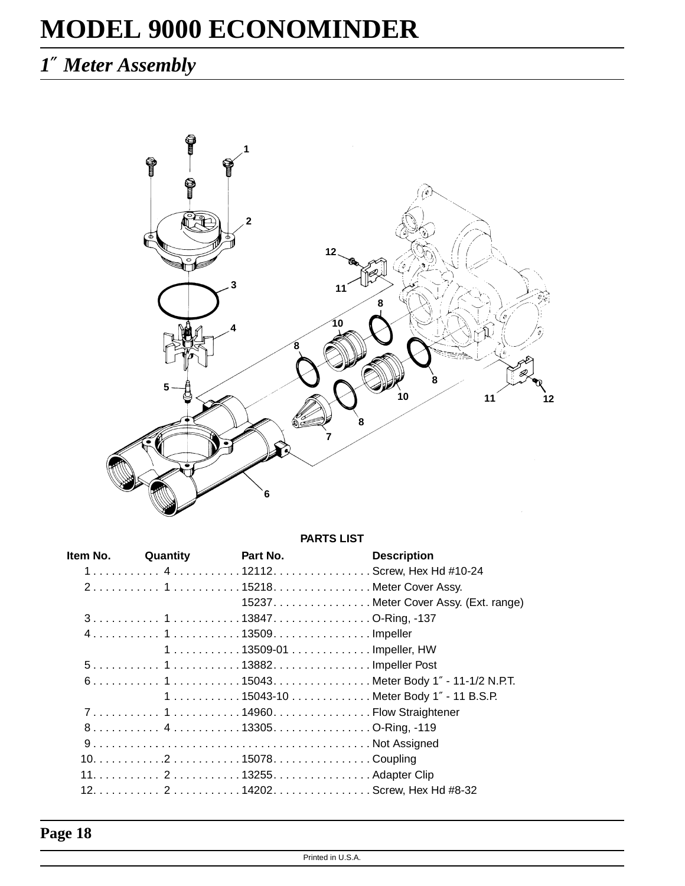# MODEL 9000 ECONOMINDER

## *1″ Meter Assembly*

1
2
3
4
5
6
7
8
10
11
12

**PARTS LIST**

| Item No. | Quantity | Part No. | Description |
|---|---|---|---|
| 1 | 4 | 12112 | Screw, Hex Hd #10-24 |
| 2 | 1 | 15218 | Meter Cover Assy. |
| | | 15237 | Meter Cover Assy. (Ext. range) |
| 3 | 1 | 13847 | O-Ring, -137 |
| 4 | 1 | 13509 | Impeller |
| | 1 | 13509-01 | Impeller, HW |
| 5 | 1 | 13882 | Impeller Post |
| 6 | 1 | 15043 | Meter Body 1″ - 11-1/2 N.P.T. |
| | 1 | 15043-10 | Meter Body 1″ - 11 B.S.P. |
| 7 | 1 | 14960 | Flow Straightener |
| 8 | 4 | 13305 | O-Ring, -119 |
| 9 | | | Not Assigned |
| 10 | 2 | 15078 | Coupling |
| 11 | 2 | 13255 | Adapter Clip |
| 12 | 2 | 14202 | Screw, Hex Hd #8-32 |

Printed in U.S.A.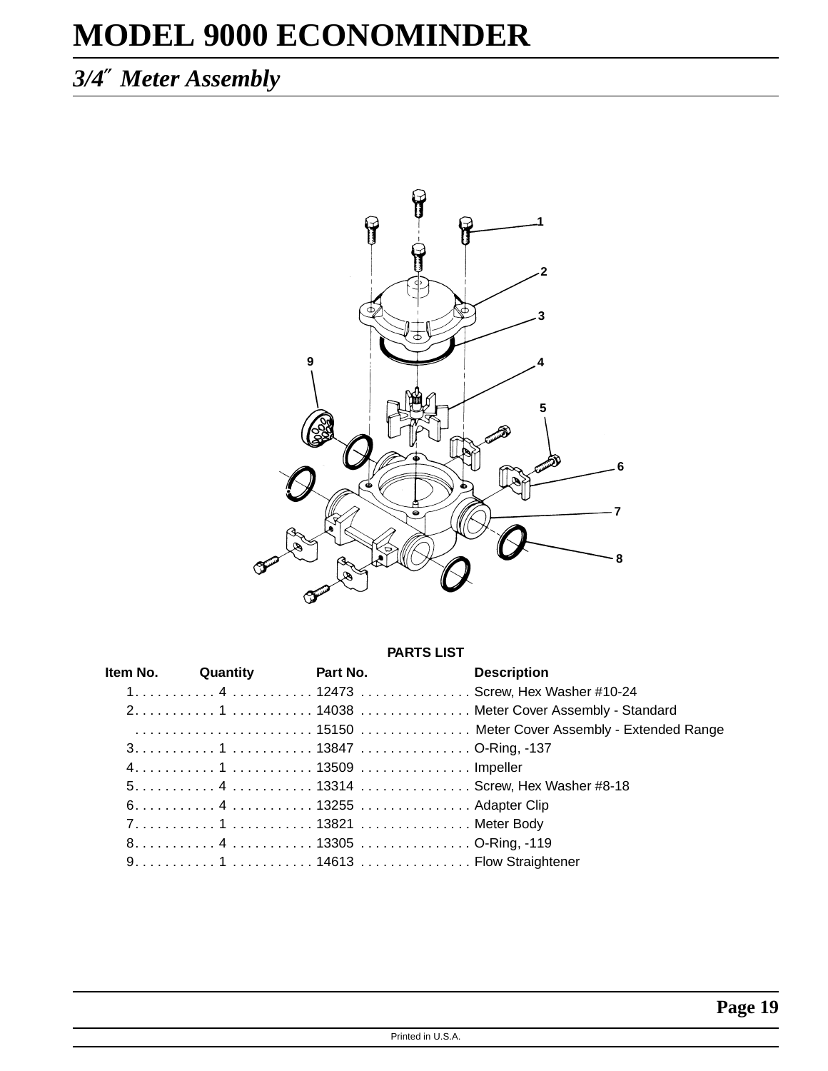# MODEL 9000 ECONOMINDER

## *3/4″ Meter Assembly*

1
2
3
4
5
6
7
8
9

**PARTS LIST**

| Item No. | Quantity | Part No. | Description |
|---|---|---|---|
| 1 | 4 | 12473 | Screw, Hex Washer #10-24 |
| 2 | 1 | 14038 | Meter Cover Assembly - Standard |
| | | 15150 | Meter Cover Assembly - Extended Range |
| 3 | 1 | 13847 | O-Ring, -137 |
| 4 | 1 | 13509 | Impeller |
| 5 | 4 | 13314 | Screw, Hex Washer #8-18 |
| 6 | 4 | 13255 | Adapter Clip |
| 7 | 1 | 13821 | Meter Body |
| 8 | 4 | 13305 | O-Ring, -119 |
| 9 | 1 | 14613 | Flow Straightener |

Printed in U.S.A.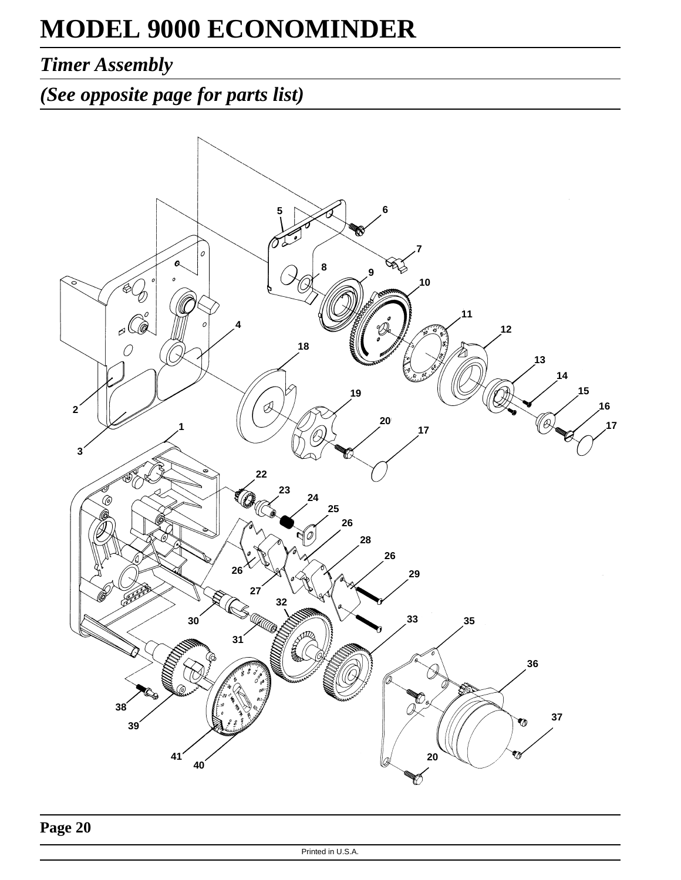# MODEL 9000 ECONOMINDER

## *Timer Assembly*

## *(See opposite page for parts list)*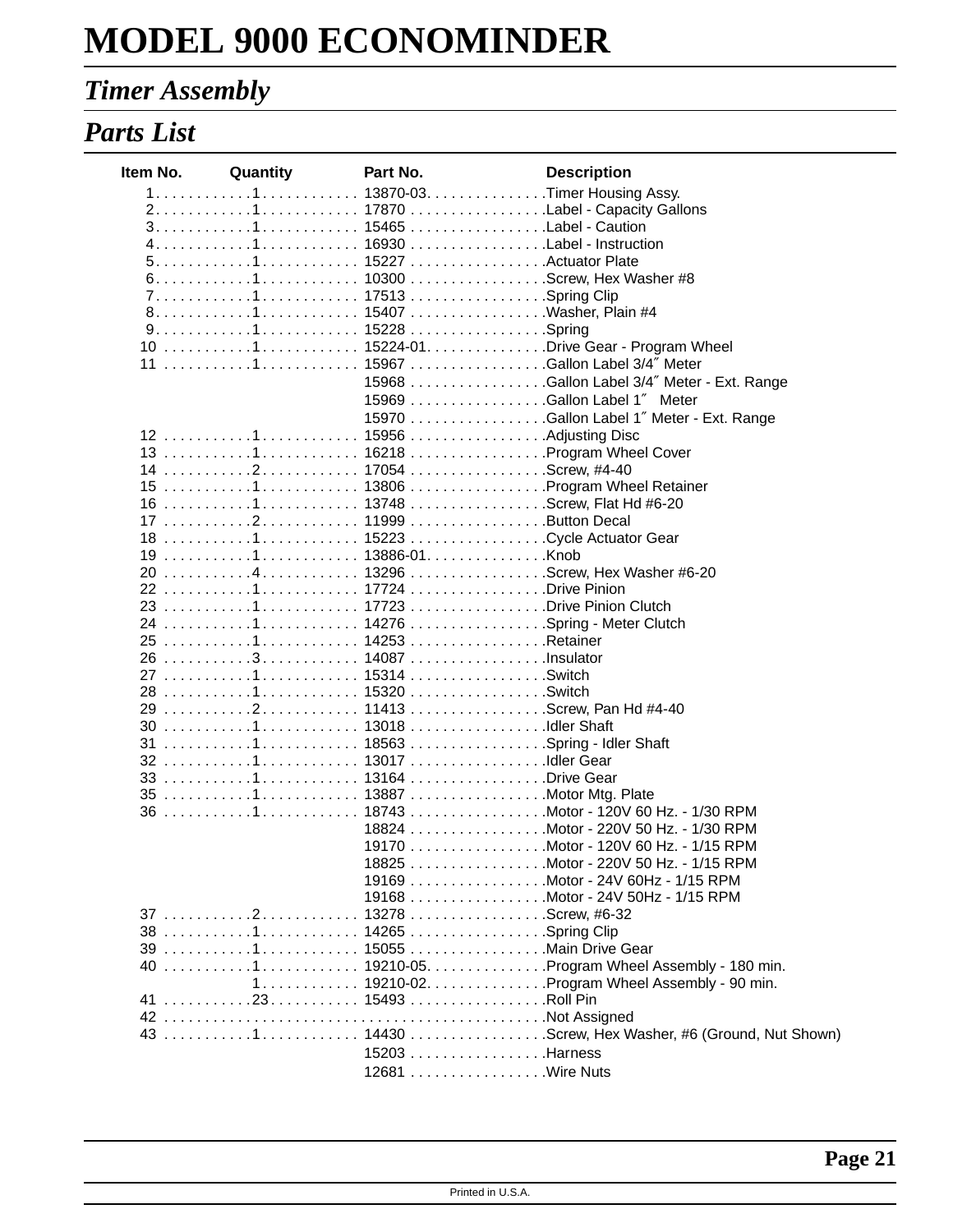# MODEL 9000 ECONOMINDER

## *Timer Assembly*

## *Parts List*

| Item No. | Quantity | Part No. | Description |
|---|---|---|---|
| 1 | 1 | 13870-03 | Timer Housing Assy. |
| 2 | 1 | 17870 | Label - Capacity Gallons |
| 3 | 1 | 15465 | Label - Caution |
| 4 | 1 | 16930 | Label - Instruction |
| 5 | 1 | 15227 | Actuator Plate |
| 6 | 1 | 10300 | Screw, Hex Washer #8 |
| 7 | 1 | 17513 | Spring Clip |
| 8 | 1 | 15407 | Washer, Plain #4 |
| 9 | 1 | 15228 | Spring |
| 10 | 1 | 15224-01 | Drive Gear - Program Wheel |
| 11 | 1 | 15967 | Gallon Label 3/4″ Meter |
| | | 15968 | Gallon Label 3/4″ Meter - Ext. Range |
| | | 15969 | Gallon Label 1″ Meter |
| | | 15970 | Gallon Label 1″ Meter - Ext. Range |
| 12 | 1 | 15956 | Adjusting Disc |
| 13 | 1 | 16218 | Program Wheel Cover |
| 14 | 2 | 17054 | Screw, #4-40 |
| 15 | 1 | 13806 | Program Wheel Retainer |
| 16 | 1 | 13748 | Screw, Flat Hd #6-20 |
| 17 | 2 | 11999 | Button Decal |
| 18 | 1 | 15223 | Cycle Actuator Gear |
| 19 | 1 | 13886-01 | Knob |
| 20 | 4 | 13296 | Screw, Hex Washer #6-20 |
| 22 | 1 | 17724 | Drive Pinion |
| 23 | 1 | 17723 | Drive Pinion Clutch |
| 24 | 1 | 14276 | Spring - Meter Clutch |
| 25 | 1 | 14253 | Retainer |
| 26 | 3 | 14087 | Insulator |
| 27 | 1 | 15314 | Switch |
| 28 | 1 | 15320 | Switch |
| 29 | 2 | 11413 | Screw, Pan Hd #4-40 |
| 30 | 1 | 13018 | Idler Shaft |
| 31 | 1 | 18563 | Spring - Idler Shaft |
| 32 | 1 | 13017 | Idler Gear |
| 33 | 1 | 13164 | Drive Gear |
| 35 | 1 | 13887 | Motor Mtg. Plate |
| 36 | 1 | 18743 | Motor - 120V 60 Hz. - 1/30 RPM |
| | | 18824 | Motor - 220V 50 Hz. - 1/30 RPM |
| | | 19170 | Motor - 120V 60 Hz. - 1/15 RPM |
| | | 18825 | Motor - 220V 50 Hz. - 1/15 RPM |
| | | 19169 | Motor - 24V 60Hz - 1/15 RPM |
| | | 19168 | Motor - 24V 50Hz - 1/15 RPM |
| 37 | 2 | 13278 | Screw, #6-32 |
| 38 | 1 | 14265 | Spring Clip |
| 39 | 1 | 15055 | Main Drive Gear |
| 40 | 1 | 19210-05 | Program Wheel Assembly - 180 min. |
| | 1 | 19210-02 | Program Wheel Assembly - 90 min. |
| 41 | 23 | 15493 | Roll Pin |
| 42 | | | Not Assigned |
| 43 | 1 | 14430 | Screw, Hex Washer, #6 (Ground, Nut Shown) |
| | | 15203 | Harness |
| | | 12681 | Wire Nuts |

Printed in U.S.A.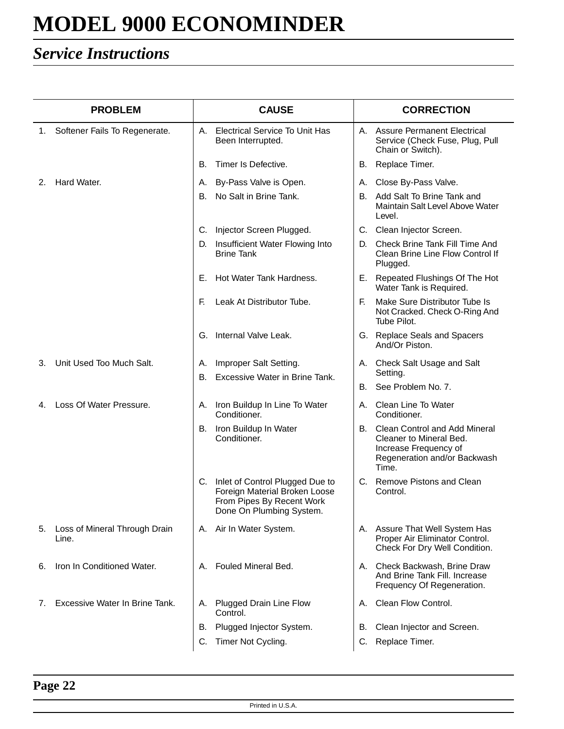# MODEL 9000 ECONOMINDER

## *Service Instructions*

| PROBLEM | CAUSE | CORRECTION |
|---|---|---|
| 1. Softener Fails To Regenerate. | A. Electrical Service To Unit Has Been Interrupted. | A. Assure Permanent Electrical Service (Check Fuse, Plug, Pull Chain or Switch). |
| | B. Timer Is Defective. | B. Replace Timer. |
| 2. Hard Water. | A. By-Pass Valve is Open. | A. Close By-Pass Valve. |
| | B. No Salt in Brine Tank. | B. Add Salt To Brine Tank and Maintain Salt Level Above Water Level. |
| | C. Injector Screen Plugged. | C. Clean Injector Screen. |
| | D. Insufficient Water Flowing Into Brine Tank | D. Check Brine Tank Fill Time And Clean Brine Line Flow Control If Plugged. |
| | E. Hot Water Tank Hardness. | E. Repeated Flushings Of The Hot Water Tank is Required. |
| | F. Leak At Distributor Tube. | F. Make Sure Distributor Tube Is Not Cracked. Check O-Ring And Tube Pilot. |
| | G. Internal Valve Leak. | G. Replace Seals and Spacers And/Or Piston. |
| 3. Unit Used Too Much Salt. | A. Improper Salt Setting. | A. Check Salt Usage and Salt Setting. |
| | B. Excessive Water in Brine Tank. | B. See Problem No. 7. |
| 4. Loss Of Water Pressure. | A. Iron Buildup In Line To Water Conditioner. | A. Clean Line To Water Conditioner. |
| | B. Iron Buildup In Water Conditioner. | B. Clean Control and Add Mineral Cleaner to Mineral Bed. Increase Frequency of Regeneration and/or Backwash Time. |
| | C. Inlet of Control Plugged Due to Foreign Material Broken Loose From Pipes By Recent Work Done On Plumbing System. | C. Remove Pistons and Clean Control. |
| 5. Loss of Mineral Through Drain Line. | A. Air In Water System. | A. Assure That Well System Has Proper Air Eliminator Control. Check For Dry Well Condition. |
| 6. Iron In Conditioned Water. | A. Fouled Mineral Bed. | A. Check Backwash, Brine Draw And Brine Tank Fill. Increase Frequency Of Regeneration. |
| 7. Excessive Water In Brine Tank. | A. Plugged Drain Line Flow Control. | A. Clean Flow Control. |
| | B. Plugged Injector System. | B. Clean Injector and Screen. |
| | C. Timer Not Cycling. | C. Replace Timer. |

Printed in U.S.A.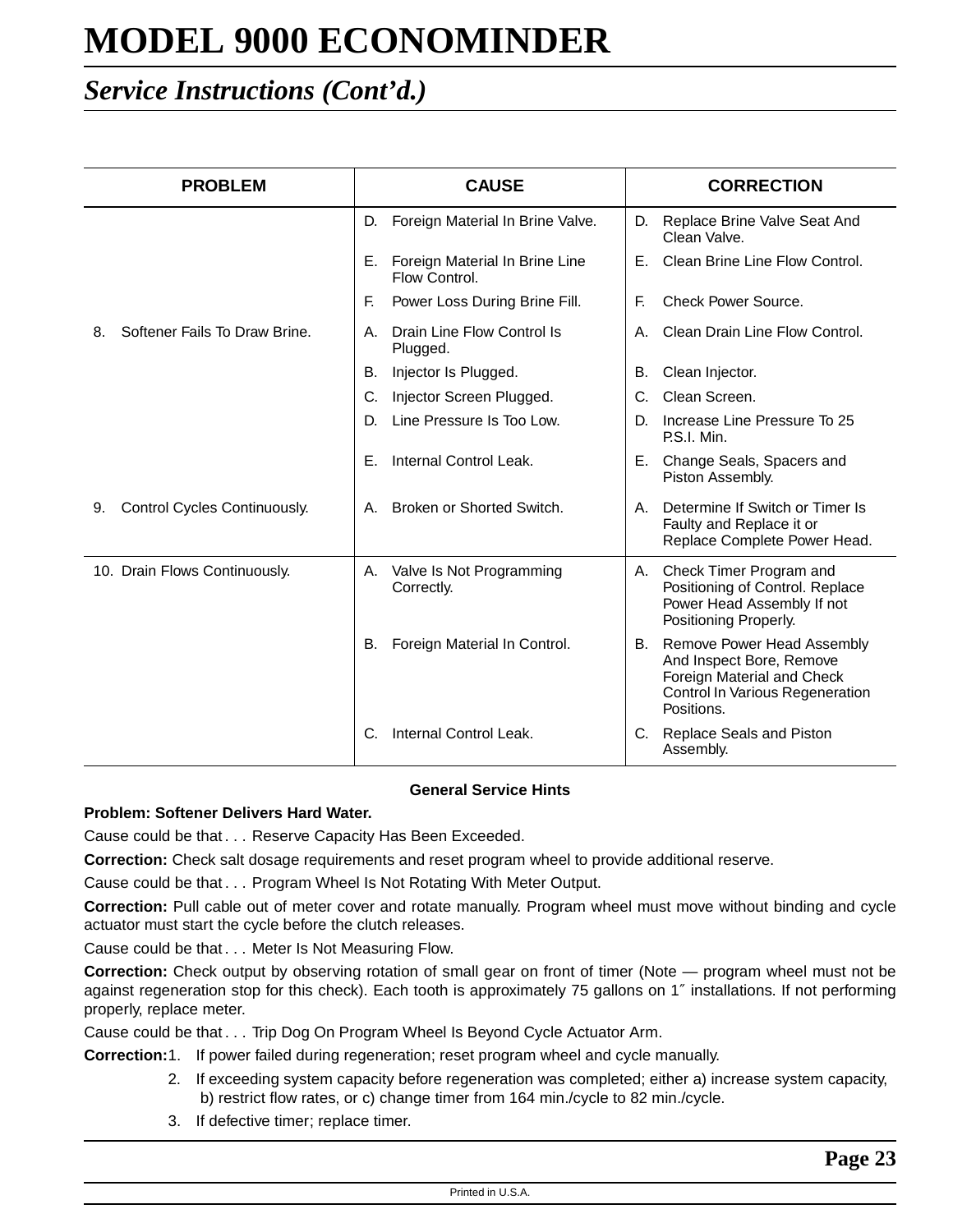# MODEL 9000 ECONOMINDER

## *Service Instructions (Cont'd.)*

| PROBLEM | CAUSE | CORRECTION |
|---|---|---|
| | D. Foreign Material In Brine Valve. | D. Replace Brine Valve Seat And Clean Valve. |
| | E. Foreign Material In Brine Line Flow Control. | E. Clean Brine Line Flow Control. |
| | F. Power Loss During Brine Fill. | F. Check Power Source. |
| 8. Softener Fails To Draw Brine. | A. Drain Line Flow Control Is Plugged. | A. Clean Drain Line Flow Control. |
| | B. Injector Is Plugged. | B. Clean Injector. |
| | C. Injector Screen Plugged. | C. Clean Screen. |
| | D. Line Pressure Is Too Low. | D. Increase Line Pressure To 25 P.S.I. Min. |
| | E. Internal Control Leak. | E. Change Seals, Spacers and Piston Assembly. |
| 9. Control Cycles Continuously. | A. Broken or Shorted Switch. | A. Determine If Switch or Timer Is Faulty and Replace it or Replace Complete Power Head. |
| 10. Drain Flows Continuously. | A. Valve Is Not Programming Correctly. | A. Check Timer Program and Positioning of Control. Replace Power Head Assembly If not Positioning Properly. |
| | B. Foreign Material In Control. | B. Remove Power Head Assembly And Inspect Bore, Remove Foreign Material and Check Control In Various Regeneration Positions. |
| | C. Internal Control Leak. | C. Replace Seals and Piston Assembly. |

**General Service Hints**

**Problem: Softener Delivers Hard Water.**

Cause could be that . . . Reserve Capacity Has Been Exceeded.

**Correction:** Check salt dosage requirements and reset program wheel to provide additional reserve.

Cause could be that . . . Program Wheel Is Not Rotating With Meter Output.

**Correction:** Pull cable out of meter cover and rotate manually. Program wheel must move without binding and cycle actuator must start the cycle before the clutch releases.

Cause could be that . . . Meter Is Not Measuring Flow.

**Correction:** Check output by observing rotation of small gear on front of timer (Note — program wheel must not be against regeneration stop for this check). Each tooth is approximately 75 gallons on 1″ installations. If not performing properly, replace meter.

Cause could be that . . . Trip Dog On Program Wheel Is Beyond Cycle Actuator Arm.

**Correction:**
1. If power failed during regeneration; reset program wheel and cycle manually.
2. If exceeding system capacity before regeneration was completed; either a) increase system capacity, b) restrict flow rates, or c) change timer from 164 min./cycle to 82 min./cycle.
3. If defective timer; replace timer.

Printed in U.S.A.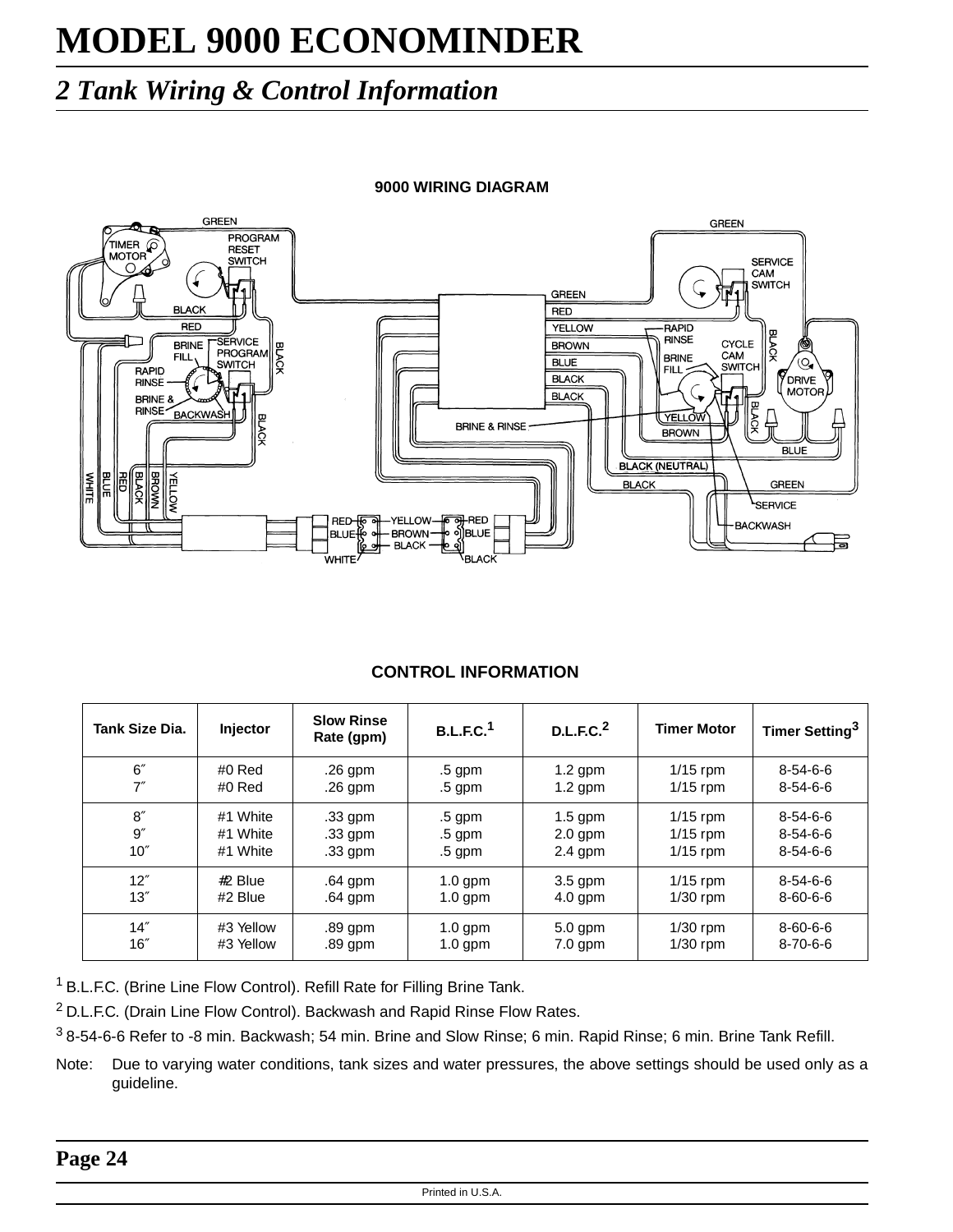# MODEL 9000 ECONOMINDER

## *2 Tank Wiring & Control Information*

### 9000 WIRING DIAGRAM

GREEN
TIMER MOTOR
PROGRAM RESET SWITCH
BLACK
RED
BRINE FILL
SERVICE PROGRAM SWITCH
BLACK
RAPID RINSE
BRINE & RINSE
BACKWASH
BLACK
WHITE
BLUE
RED
BLACK
BROWN
YELLOW
GREEN
RED
YELLOW
BROWN
BLUE
BLACK
BLACK
BRINE & RINSE
GREEN
SERVICE CAM SWITCH
RAPID RINSE
BRINE FILL
CYCLE CAM SWITCH
BLACK
DRIVE MOTOR
BLACK
YELLOW
BROWN
BLUE
BLACK (NEUTRAL)
BLACK
GREEN
SERVICE
BACKWASH
RED
BLUE
WHITE
YELLOW
BROWN
BLACK
RED
BLUE
BLACK

### CONTROL INFORMATION

| Tank Size Dia. | Injector | Slow Rinse Rate (gpm) | B.L.F.C.[1] | D.L.F.C.[2] | Timer Motor | Timer Setting[3] |
|---|---|---|---|---|---|---|
| 6″<br>7″ | #0 Red<br>#0 Red | .26 gpm<br>.26 gpm | .5 gpm<br>.5 gpm | 1.2 gpm<br>1.2 gpm | 1/15 rpm<br>1/15 rpm | 8-54-6-6<br>8-54-6-6 |
| 8″<br>9″<br>10″ | #1 White<br>#1 White<br>#1 White | .33 gpm<br>.33 gpm<br>.33 gpm | .5 gpm<br>.5 gpm<br>.5 gpm | 1.5 gpm<br>2.0 gpm<br>2.4 gpm | 1/15 rpm<br>1/15 rpm<br>1/15 rpm | 8-54-6-6<br>8-54-6-6<br>8-54-6-6 |
| 12″<br>13″ | #2 Blue<br>#2 Blue | .64 gpm<br>.64 gpm | 1.0 gpm<br>1.0 gpm | 3.5 gpm<br>4.0 gpm | 1/15 rpm<br>1/30 rpm | 8-54-6-6<br>8-60-6-6 |
| 14″<br>16″ | #3 Yellow<br>#3 Yellow | .89 gpm<br>.89 gpm | 1.0 gpm<br>1.0 gpm | 5.0 gpm<br>7.0 gpm | 1/30 rpm<br>1/30 rpm | 8-60-6-6<br>8-70-6-6 |

[1] B.L.F.C. (Brine Line Flow Control). Refill Rate for Filling Brine Tank.

[2] D.L.F.C. (Drain Line Flow Control). Backwash and Rapid Rinse Flow Rates.

[3] 8-54-6-6 Refer to -8 min. Backwash; 54 min. Brine and Slow Rinse; 6 min. Rapid Rinse; 6 min. Brine Tank Refill.

Note: Due to varying water conditions, tank sizes and water pressures, the above settings should be used only as a guideline.

Printed in U.S.A.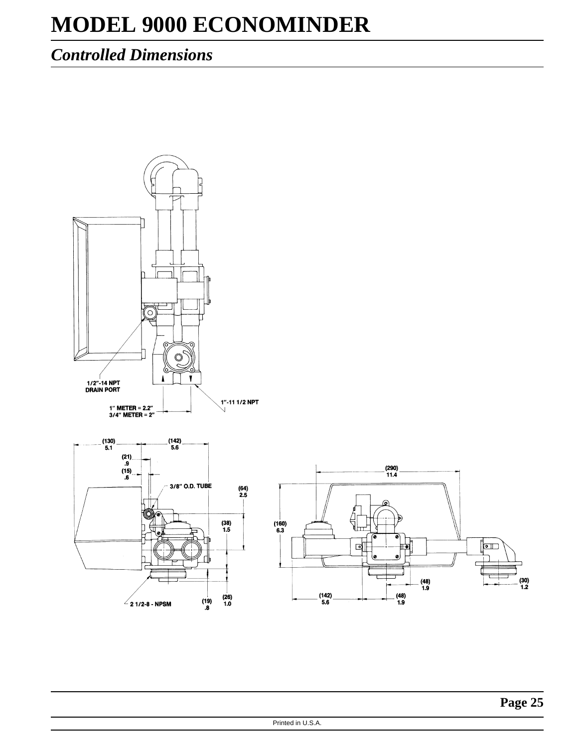# MODEL 9000 ECONOMINDER

## *Controlled Dimensions*

1/2"-14 NPT
DRAIN PORT

1" METER = 2.2"
3/4" METER = 2"

1"-11 1/2 NPT

(130)
5.1

(142)
5.6

(21)
.9

(15)
.6

3/8" O.D. TUBE

(64)
2.5

(38)
1.5

(19)
.8

(26)
1.0

2 1/2-8 - NPSM

(290)
11.4

(160)
6.3

(48)
1.9

(30)
1.2

(142)
5.6

(48)
1.9

Printed in U.S.A.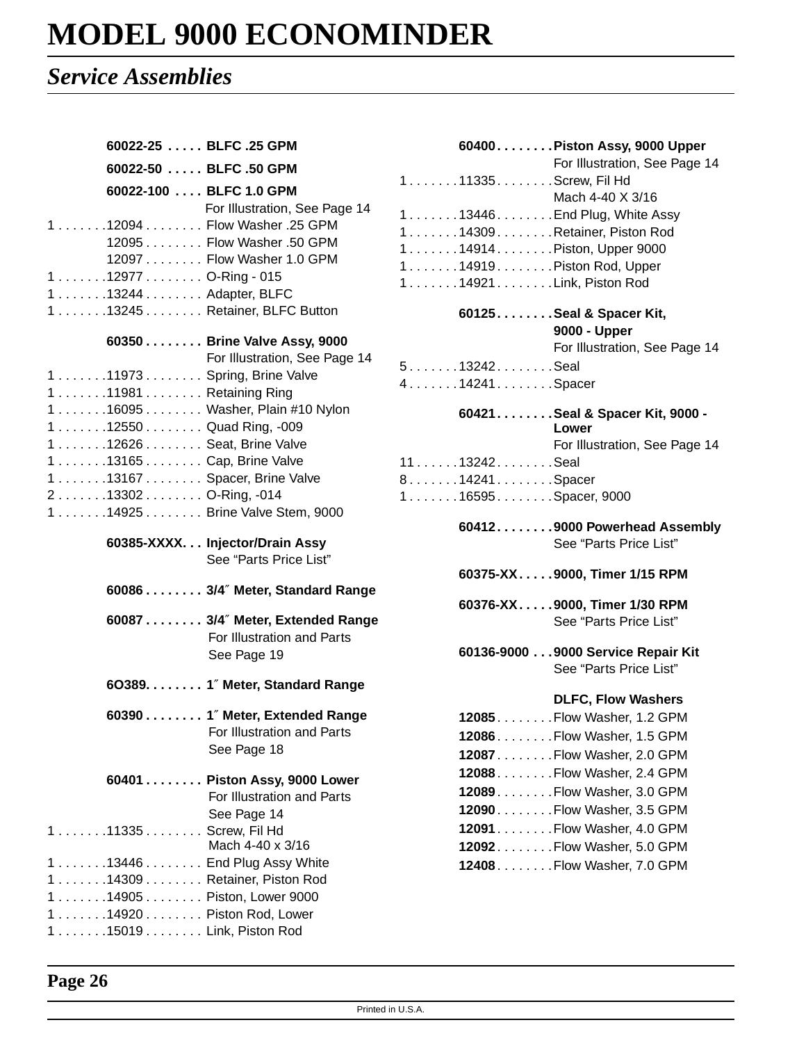# MODEL 9000 ECONOMINDER

## *Service Assemblies*

**60022-25 . . . . . BLFC .25 GPM**

**60022-50 . . . . . BLFC .50 GPM**

**60022-100 . . . . BLFC 1.0 GPM**
For Illustration, See Page 14

1 . . . . . . .12094 . . . . . . . . Flow Washer .25 GPM
12095 . . . . . . . . Flow Washer .50 GPM
12097 . . . . . . . . Flow Washer 1.0 GPM
1 . . . . . . .12977 . . . . . . . . O-Ring - 015
1 . . . . . . .13244 . . . . . . . . Adapter, BLFC
1 . . . . . . .13245 . . . . . . . . Retainer, BLFC Button

**60350 . . . . . . . . Brine Valve Assy, 9000**
For Illustration, See Page 14

1 . . . . . . .11973 . . . . . . . . Spring, Brine Valve
1 . . . . . . .11981 . . . . . . . . Retaining Ring
1 . . . . . . .16095 . . . . . . . . Washer, Plain #10 Nylon
1 . . . . . . .12550 . . . . . . . . Quad Ring, -009
1 . . . . . . .12626 . . . . . . . . Seat, Brine Valve
1 . . . . . . .13165 . . . . . . . . Cap, Brine Valve
1 . . . . . . .13167 . . . . . . . . Spacer, Brine Valve
2 . . . . . . .13302 . . . . . . . . O-Ring, -014
1 . . . . . . .14925 . . . . . . . . Brine Valve Stem, 9000

**60385-XXXX. . . Injector/Drain Assy**
See "Parts Price List"

**60086 . . . . . . . . 3/4″ Meter, Standard Range**

**60087 . . . . . . . . 3/4″ Meter, Extended Range**
For Illustration and Parts
See Page 19

**6O389. . . . . . . . 1″ Meter, Standard Range**

**60390 . . . . . . . . 1″ Meter, Extended Range**
For Illustration and Parts
See Page 18

**60401 . . . . . . . . Piston Assy, 9000 Lower**
For Illustration and Parts
See Page 14

1 . . . . . . .11335 . . . . . . . . Screw, Fil Hd
Mach 4-40 x 3/16
1 . . . . . . .13446 . . . . . . . . End Plug Assy White
1 . . . . . . .14309 . . . . . . . . Retainer, Piston Rod
1 . . . . . . .14905 . . . . . . . . Piston, Lower 9000
1 . . . . . . .14920 . . . . . . . . Piston Rod, Lower
1 . . . . . . .15019 . . . . . . . . Link, Piston Rod

**60400 . . . . . . . . Piston Assy, 9000 Upper**
For Illustration, See Page 14

1 . . . . . . .11335 . . . . . . . . Screw, Fil Hd
Mach 4-40 X 3/16
1 . . . . . . .13446 . . . . . . . . End Plug, White Assy
1 . . . . . . .14309 . . . . . . . . Retainer, Piston Rod
1 . . . . . . .14914 . . . . . . . . Piston, Upper 9000
1 . . . . . . .14919 . . . . . . . . Piston Rod, Upper
1 . . . . . . .14921 . . . . . . . . Link, Piston Rod

**60125 . . . . . . . . Seal & Spacer Kit, 9000 - Upper**
For Illustration, See Page 14

5 . . . . . . .13242 . . . . . . . . Seal
4 . . . . . . .14241 . . . . . . . . Spacer

**60421 . . . . . . . . Seal & Spacer Kit, 9000 - Lower**
For Illustration, See Page 14

11 . . . . . .13242 . . . . . . . . Seal
8 . . . . . . .14241 . . . . . . . . Spacer
1 . . . . . . .16595 . . . . . . . . Spacer, 9000

**60412 . . . . . . . . 9000 Powerhead Assembly**
See "Parts Price List"

**60375-XX . . . . . 9000, Timer 1/15 RPM**

**60376-XX . . . . . 9000, Timer 1/30 RPM**
See "Parts Price List"

**60136-9000 . . . 9000 Service Repair Kit**
See "Parts Price List"

**DLFC, Flow Washers**

**12085** . . . . . . . . Flow Washer, 1.2 GPM
**12086** . . . . . . . . Flow Washer, 1.5 GPM
**12087** . . . . . . . . Flow Washer, 2.0 GPM
**12088** . . . . . . . . Flow Washer, 2.4 GPM
**12089** . . . . . . . . Flow Washer, 3.0 GPM
**12090** . . . . . . . . Flow Washer, 3.5 GPM
**12091** . . . . . . . . Flow Washer, 4.0 GPM
**12092** . . . . . . . . Flow Washer, 5.0 GPM
**12408** . . . . . . . . Flow Washer, 7.0 GPM

Printed in U.S.A.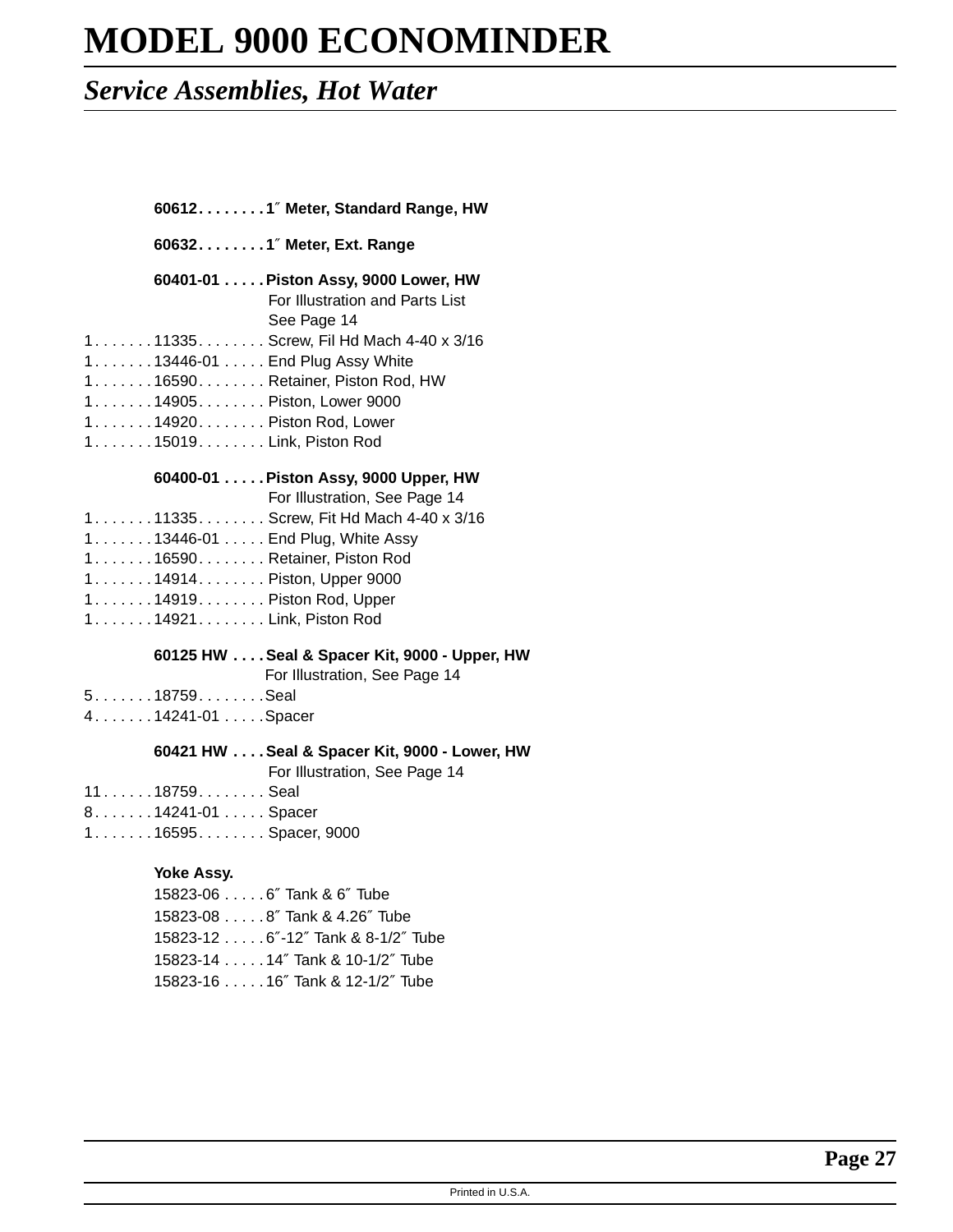# MODEL 9000 ECONOMINDER

## *Service Assemblies, Hot Water*

**60612 . . . . . . . . 1″ Meter, Standard Range, HW**

**60632 . . . . . . . . 1″ Meter, Ext. Range**

**60401-01 . . . . . Piston Assy, 9000 Lower, HW**
For Illustration and Parts List
See Page 14

1 . . . . . . . 11335 . . . . . . . . Screw, Fil Hd Mach 4-40 x 3/16
1 . . . . . . . 13446-01 . . . . . End Plug Assy White
1 . . . . . . . 16590 . . . . . . . . Retainer, Piston Rod, HW
1 . . . . . . . 14905 . . . . . . . . Piston, Lower 9000
1 . . . . . . . 14920 . . . . . . . . Piston Rod, Lower
1 . . . . . . . 15019 . . . . . . . . Link, Piston Rod

**60400-01 . . . . . Piston Assy, 9000 Upper, HW**
For Illustration, See Page 14

1 . . . . . . . 11335 . . . . . . . . Screw, Fit Hd Mach 4-40 x 3/16
1 . . . . . . . 13446-01 . . . . . End Plug, White Assy
1 . . . . . . . 16590 . . . . . . . . Retainer, Piston Rod
1 . . . . . . . 14914 . . . . . . . . Piston, Upper 9000
1 . . . . . . . 14919 . . . . . . . . Piston Rod, Upper
1 . . . . . . . 14921 . . . . . . . . Link, Piston Rod

**60125 HW . . . . Seal & Spacer Kit, 9000 - Upper, HW**
For Illustration, See Page 14

5 . . . . . . . 18759 . . . . . . . . Seal
4 . . . . . . . 14241-01 . . . . . Spacer

**60421 HW . . . . Seal & Spacer Kit, 9000 - Lower, HW**
For Illustration, See Page 14

11 . . . . . . 18759 . . . . . . . . Seal
8 . . . . . . . 14241-01 . . . . . Spacer
1 . . . . . . . 16595 . . . . . . . . Spacer, 9000

**Yoke Assy.**

15823-06 . . . . . 6″ Tank & 6″ Tube
15823-08 . . . . . 8″ Tank & 4.26″ Tube
15823-12 . . . . . 6″-12″ Tank & 8-1/2″ Tube
15823-14 . . . . . 14″ Tank & 10-1/2″ Tube
15823-16 . . . . . 16″ Tank & 12-1/2″ Tube

Printed in U.S.A.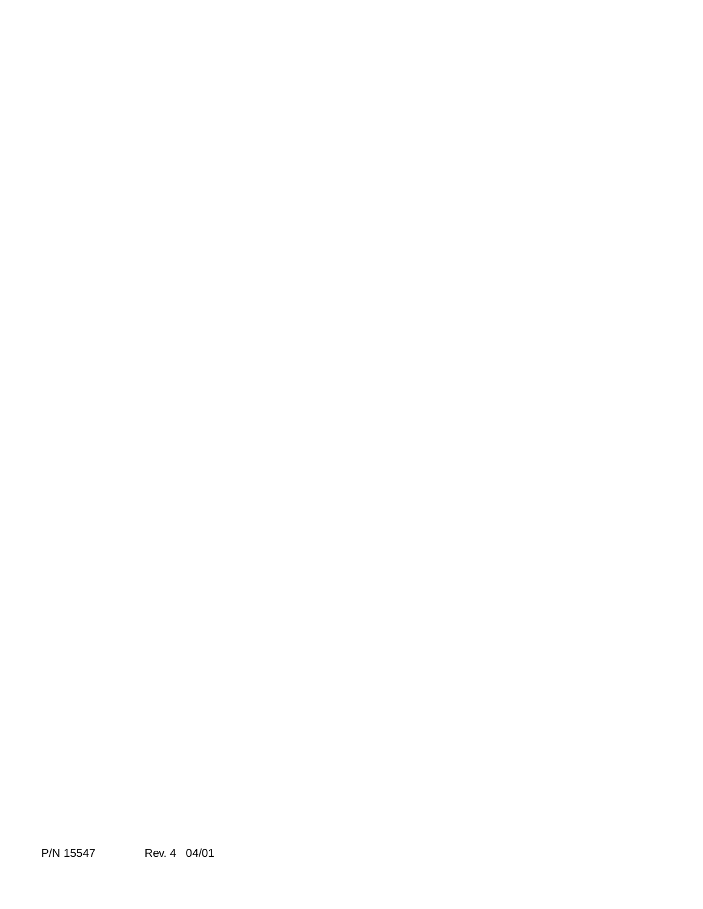P/N 15547 Rev. 4 04/01